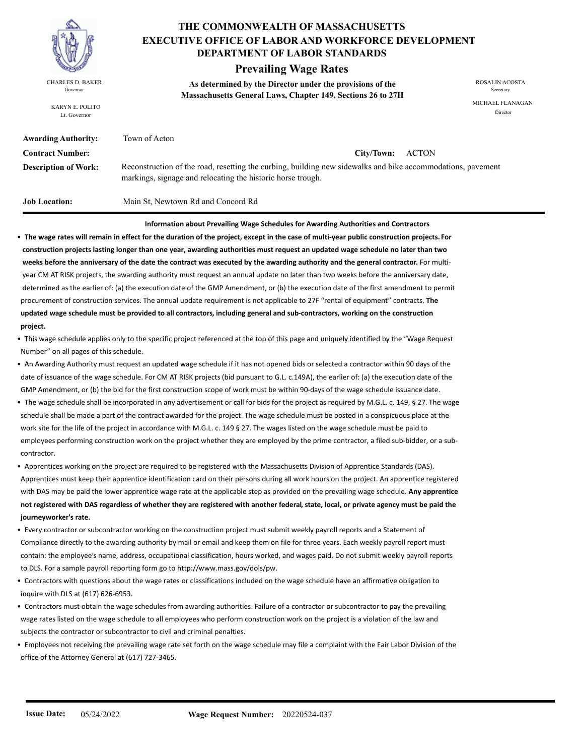# THE COMMONWEALTH OF MASSACHUSETTS
## EXECUTIVE OFFICE OF LABOR AND WORKFORCE DEVELOPMENT
## DEPARTMENT OF LABOR STANDARDS

## Prevailing Wage Rates

**As determined by the Director under the provisions of the Massachusetts General Laws, Chapter 149, Sections 26 to 27H**

CHARLES D. BAKER
Governor

KARYN E. POLITO
Lt. Governor

ROSALIN ACOSTA
Secretary

MICHAEL FLANAGAN
Director

**Awarding Authority:** Town of Acton

**Contract Number:**

**City/Town:** ACTON

**Description of Work:** Reconstruction of the road, resetting the curbing, building new sidewalks and bike accommodations, pavement markings, signage and relocating the historic horse trough.

**Job Location:** Main St, Newtown Rd and Concord Rd

---

**Information about Prevailing Wage Schedules for Awarding Authorities and Contractors**

- **The wage rates will remain in effect for the duration of the project, except in the case of multi-year public construction projects. For construction projects lasting longer than one year, awarding authorities must request an updated wage schedule no later than two weeks before the anniversary of the date the contract was executed by the awarding authority and the general contractor.** For multi-year CM AT RISK projects, the awarding authority must request an annual update no later than two weeks before the anniversary date, determined as the earlier of: (a) the execution date of the GMP Amendment, or (b) the execution date of the first amendment to permit procurement of construction services. The annual update requirement is not applicable to 27F "rental of equipment" contracts. **The updated wage schedule must be provided to all contractors, including general and sub-contractors, working on the construction project.**
- This wage schedule applies only to the specific project referenced at the top of this page and uniquely identified by the "Wage Request Number" on all pages of this schedule.
- An Awarding Authority must request an updated wage schedule if it has not opened bids or selected a contractor within 90 days of the date of issuance of the wage schedule. For CM AT RISK projects (bid pursuant to G.L. c.149A), the earlier of: (a) the execution date of the GMP Amendment, or (b) the bid for the first construction scope of work must be within 90-days of the wage schedule issuance date.
- The wage schedule shall be incorporated in any advertisement or call for bids for the project as required by M.G.L. c. 149, § 27. The wage schedule shall be made a part of the contract awarded for the project. The wage schedule must be posted in a conspicuous place at the work site for the life of the project in accordance with M.G.L. c. 149 § 27. The wages listed on the wage schedule must be paid to employees performing construction work on the project whether they are employed by the prime contractor, a filed sub-bidder, or a sub-contractor.
- Apprentices working on the project are required to be registered with the Massachusetts Division of Apprentice Standards (DAS). Apprentices must keep their apprentice identification card on their persons during all work hours on the project. An apprentice registered with DAS may be paid the lower apprentice wage rate at the applicable step as provided on the prevailing wage schedule. **Any apprentice not registered with DAS regardless of whether they are registered with another federal, state, local, or private agency must be paid the journeyworker's rate.**
- Every contractor or subcontractor working on the construction project must submit weekly payroll reports and a Statement of Compliance directly to the awarding authority by mail or email and keep them on file for three years. Each weekly payroll report must contain: the employee's name, address, occupational classification, hours worked, and wages paid. Do not submit weekly payroll reports to DLS. For a sample payroll reporting form go to http://www.mass.gov/dols/pw.
- Contractors with questions about the wage rates or classifications included on the wage schedule have an affirmative obligation to inquire with DLS at (617) 626-6953.
- Contractors must obtain the wage schedules from awarding authorities. Failure of a contractor or subcontractor to pay the prevailing wage rates listed on the wage schedule to all employees who perform construction work on the project is a violation of the law and subjects the contractor or subcontractor to civil and criminal penalties.
- Employees not receiving the prevailing wage rate set forth on the wage schedule may file a complaint with the Fair Labor Division of the office of the Attorney General at (617) 727-3465.

**Issue Date:** 05/24/2022 **Wage Request Number:** 20220524-037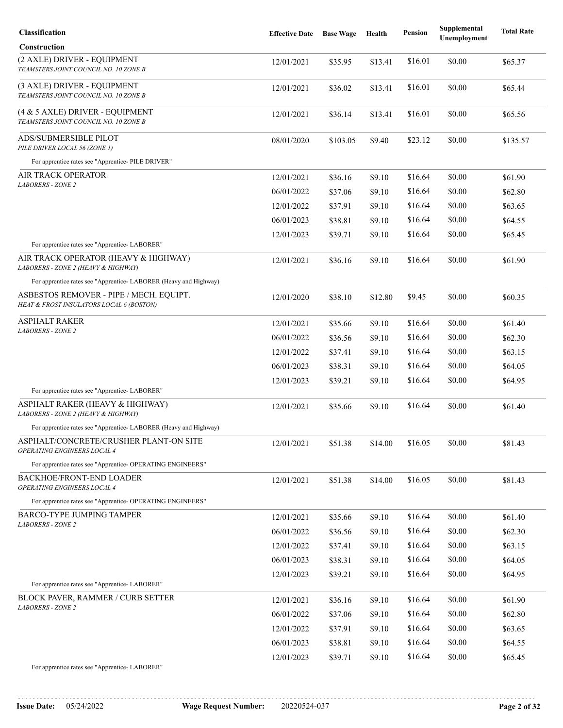| Classification | Effective Date | Base Wage | Health | Pension | Supplemental Unemployment | Total Rate |
|---|---|---|---|---|---|---|
| **Construction** | | | | | | |
| (2 AXLE) DRIVER - EQUIPMENT<br>*TEAMSTERS JOINT COUNCIL NO. 10 ZONE B* | 12/01/2021 | $35.95 | $13.41 | $16.01 | $0.00 | $65.37 |
| (3 AXLE) DRIVER - EQUIPMENT<br>*TEAMSTERS JOINT COUNCIL NO. 10 ZONE B* | 12/01/2021 | $36.02 | $13.41 | $16.01 | $0.00 | $65.44 |
| (4 & 5 AXLE) DRIVER - EQUIPMENT<br>*TEAMSTERS JOINT COUNCIL NO. 10 ZONE B* | 12/01/2021 | $36.14 | $13.41 | $16.01 | $0.00 | $65.56 |
| ADS/SUBMERSIBLE PILOT<br>*PILE DRIVER LOCAL 56 (ZONE 1)* | 08/01/2020 | $103.05 | $9.40 | $23.12 | $0.00 | $135.57 |
| For apprentice rates see "Apprentice- PILE DRIVER" | | | | | | |
| AIR TRACK OPERATOR<br>*LABORERS - ZONE 2* | 12/01/2021 | $36.16 | $9.10 | $16.64 | $0.00 | $61.90 |
| | 06/01/2022 | $37.06 | $9.10 | $16.64 | $0.00 | $62.80 |
| | 12/01/2022 | $37.91 | $9.10 | $16.64 | $0.00 | $63.65 |
| | 06/01/2023 | $38.81 | $9.10 | $16.64 | $0.00 | $64.55 |
| | 12/01/2023 | $39.71 | $9.10 | $16.64 | $0.00 | $65.45 |
| For apprentice rates see "Apprentice- LABORER" | | | | | | |
| AIR TRACK OPERATOR (HEAVY & HIGHWAY)<br>*LABORERS - ZONE 2 (HEAVY & HIGHWAY)* | 12/01/2021 | $36.16 | $9.10 | $16.64 | $0.00 | $61.90 |
| For apprentice rates see "Apprentice- LABORER (Heavy and Highway) | | | | | | |
| ASBESTOS REMOVER - PIPE / MECH. EQUIPT.<br>*HEAT & FROST INSULATORS LOCAL 6 (BOSTON)* | 12/01/2020 | $38.10 | $12.80 | $9.45 | $0.00 | $60.35 |
| ASPHALT RAKER<br>*LABORERS - ZONE 2* | 12/01/2021 | $35.66 | $9.10 | $16.64 | $0.00 | $61.40 |
| | 06/01/2022 | $36.56 | $9.10 | $16.64 | $0.00 | $62.30 |
| | 12/01/2022 | $37.41 | $9.10 | $16.64 | $0.00 | $63.15 |
| | 06/01/2023 | $38.31 | $9.10 | $16.64 | $0.00 | $64.05 |
| | 12/01/2023 | $39.21 | $9.10 | $16.64 | $0.00 | $64.95 |
| For apprentice rates see "Apprentice- LABORER" | | | | | | |
| ASPHALT RAKER (HEAVY & HIGHWAY)<br>*LABORERS - ZONE 2 (HEAVY & HIGHWAY)* | 12/01/2021 | $35.66 | $9.10 | $16.64 | $0.00 | $61.40 |
| For apprentice rates see "Apprentice- LABORER (Heavy and Highway) | | | | | | |
| ASPHALT/CONCRETE/CRUSHER PLANT-ON SITE<br>*OPERATING ENGINEERS LOCAL 4* | 12/01/2021 | $51.38 | $14.00 | $16.05 | $0.00 | $81.43 |
| For apprentice rates see "Apprentice- OPERATING ENGINEERS" | | | | | | |
| BACKHOE/FRONT-END LOADER<br>*OPERATING ENGINEERS LOCAL 4* | 12/01/2021 | $51.38 | $14.00 | $16.05 | $0.00 | $81.43 |
| For apprentice rates see "Apprentice- OPERATING ENGINEERS" | | | | | | |
| BARCO-TYPE JUMPING TAMPER<br>*LABORERS - ZONE 2* | 12/01/2021 | $35.66 | $9.10 | $16.64 | $0.00 | $61.40 |
| | 06/01/2022 | $36.56 | $9.10 | $16.64 | $0.00 | $62.30 |
| | 12/01/2022 | $37.41 | $9.10 | $16.64 | $0.00 | $63.15 |
| | 06/01/2023 | $38.31 | $9.10 | $16.64 | $0.00 | $64.05 |
| | 12/01/2023 | $39.21 | $9.10 | $16.64 | $0.00 | $64.95 |
| For apprentice rates see "Apprentice- LABORER" | | | | | | |
| BLOCK PAVER, RAMMER / CURB SETTER<br>*LABORERS - ZONE 2* | 12/01/2021 | $36.16 | $9.10 | $16.64 | $0.00 | $61.90 |
| | 06/01/2022 | $37.06 | $9.10 | $16.64 | $0.00 | $62.80 |
| | 12/01/2022 | $37.91 | $9.10 | $16.64 | $0.00 | $63.65 |
| | 06/01/2023 | $38.81 | $9.10 | $16.64 | $0.00 | $64.55 |
| | 12/01/2023 | $39.71 | $9.10 | $16.64 | $0.00 | $65.45 |
| For apprentice rates see "Apprentice- LABORER" | | | | | | |

**Issue Date:** 05/24/2022 **Wage Request Number:** 20220524-037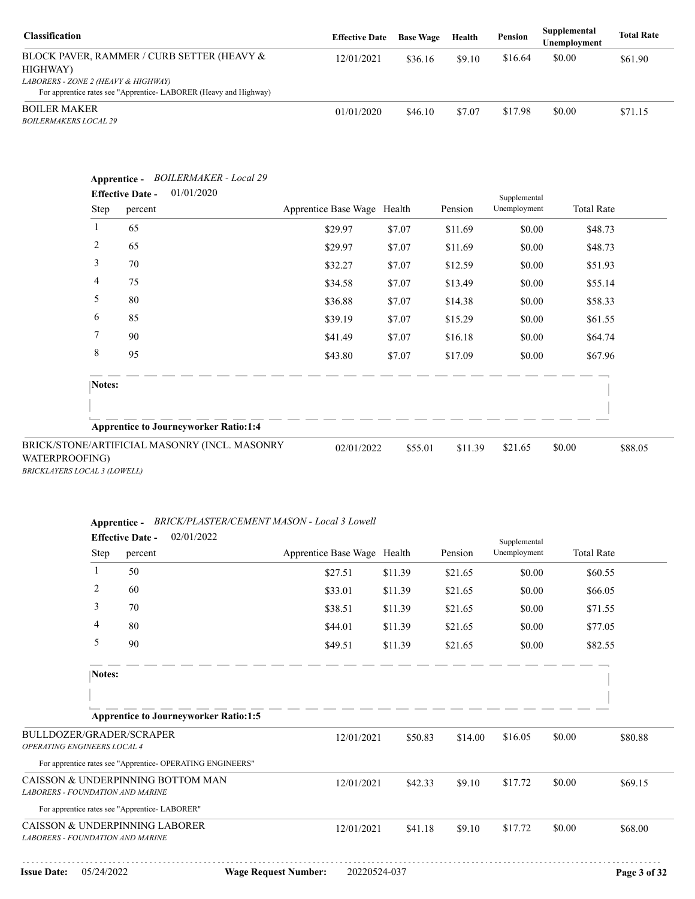| Classification | Effective Date | Base Wage | Health | Pension | Supplemental Unemployment | Total Rate |
|---|---|---|---|---|---|---|
| BLOCK PAVER, RAMMER / CURB SETTER (HEAVY & HIGHWAY)<br>*LABORERS - ZONE 2 (HEAVY & HIGHWAY)*<br>For apprentice rates see "Apprentice- LABORER (Heavy and Highway) | 12/01/2021 | $36.16 | $9.10 | $16.64 | $0.00 | $61.90 |
| BOILER MAKER<br>*BOILERMAKERS LOCAL 29* | 01/01/2020 | $46.10 | $7.07 | $17.98 | $0.00 | $71.15 |

**Apprentice -** *BOILERMAKER - Local 29*

**Effective Date -** 01/01/2020

| Step | percent | Apprentice Base Wage | Health | Pension | Supplemental Unemployment | Total Rate |
|---|---|---|---|---|---|---|
| 1 | 65 | $29.97 | $7.07 | $11.69 | $0.00 | $48.73 |
| 2 | 65 | $29.97 | $7.07 | $11.69 | $0.00 | $48.73 |
| 3 | 70 | $32.27 | $7.07 | $12.59 | $0.00 | $51.93 |
| 4 | 75 | $34.58 | $7.07 | $13.49 | $0.00 | $55.14 |
| 5 | 80 | $36.88 | $7.07 | $14.38 | $0.00 | $58.33 |
| 6 | 85 | $39.19 | $7.07 | $15.29 | $0.00 | $61.55 |
| 7 | 90 | $41.49 | $7.07 | $16.18 | $0.00 | $64.74 |
| 8 | 95 | $43.80 | $7.07 | $17.09 | $0.00 | $67.96 |

**Notes:**

**Apprentice to Journeyworker Ratio:1:4**

| Classification | Effective Date | Base Wage | Health | Pension | Supplemental Unemployment | Total Rate |
|---|---|---|---|---|---|---|
| BRICK/STONE/ARTIFICIAL MASONRY (INCL. MASONRY WATERPROOFING)<br>*BRICKLAYERS LOCAL 3 (LOWELL)* | 02/01/2022 | $55.01 | $11.39 | $21.65 | $0.00 | $88.05 |

**Apprentice -** *BRICK/PLASTER/CEMENT MASON - Local 3 Lowell*

**Effective Date -** 02/01/2022

| Step | percent | Apprentice Base Wage | Health | Pension | Supplemental Unemployment | Total Rate |
|---|---|---|---|---|---|---|
| 1 | 50 | $27.51 | $11.39 | $21.65 | $0.00 | $60.55 |
| 2 | 60 | $33.01 | $11.39 | $21.65 | $0.00 | $66.05 |
| 3 | 70 | $38.51 | $11.39 | $21.65 | $0.00 | $71.55 |
| 4 | 80 | $44.01 | $11.39 | $21.65 | $0.00 | $77.05 |
| 5 | 90 | $49.51 | $11.39 | $21.65 | $0.00 | $82.55 |

**Notes:**

**Apprentice to Journeyworker Ratio:1:5**

| Classification | Effective Date | Base Wage | Health | Pension | Supplemental Unemployment | Total Rate |
|---|---|---|---|---|---|---|
| BULLDOZER/GRADER/SCRAPER<br>*OPERATING ENGINEERS LOCAL 4*<br>For apprentice rates see "Apprentice- OPERATING ENGINEERS" | 12/01/2021 | $50.83 | $14.00 | $16.05 | $0.00 | $80.88 |
| CAISSON & UNDERPINNING BOTTOM MAN<br>*LABORERS - FOUNDATION AND MARINE*<br>For apprentice rates see "Apprentice- LABORER" | 12/01/2021 | $42.33 | $9.10 | $17.72 | $0.00 | $69.15 |
| CAISSON & UNDERPINNING LABORER<br>*LABORERS - FOUNDATION AND MARINE* | 12/01/2021 | $41.18 | $9.10 | $17.72 | $0.00 | $68.00 |

**Issue Date:** 05/24/2022 **Wage Request Number:** 20220524-037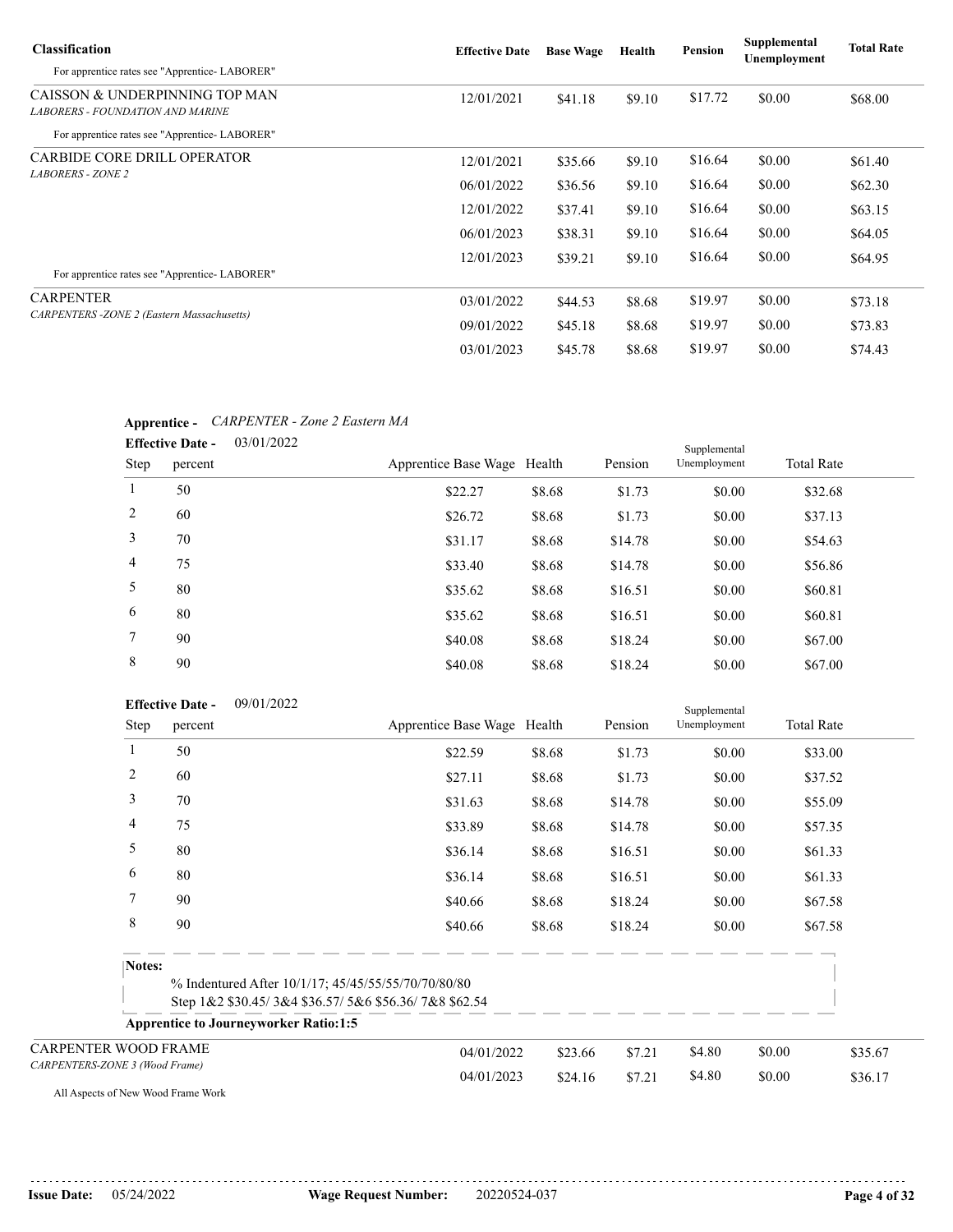| Classification | Effective Date | Base Wage | Health | Pension | Supplemental Unemployment | Total Rate |
|---|---|---|---|---|---|---|
| For apprentice rates see "Apprentice- LABORER" | | | | | | |
| CAISSON & UNDERPINNING TOP MAN<br>*LABORERS - FOUNDATION AND MARINE* | 12/01/2021 | $41.18 | $9.10 | $17.72 | $0.00 | $68.00 |
| For apprentice rates see "Apprentice- LABORER" | | | | | | |
| CARBIDE CORE DRILL OPERATOR<br>*LABORERS - ZONE 2* | 12/01/2021 | $35.66 | $9.10 | $16.64 | $0.00 | $61.40 |
| | 06/01/2022 | $36.56 | $9.10 | $16.64 | $0.00 | $62.30 |
| | 12/01/2022 | $37.41 | $9.10 | $16.64 | $0.00 | $63.15 |
| | 06/01/2023 | $38.31 | $9.10 | $16.64 | $0.00 | $64.05 |
| | 12/01/2023 | $39.21 | $9.10 | $16.64 | $0.00 | $64.95 |
| For apprentice rates see "Apprentice- LABORER" | | | | | | |
| CARPENTER<br>*CARPENTERS -ZONE 2 (Eastern Massachusetts)* | 03/01/2022 | $44.53 | $8.68 | $19.97 | $0.00 | $73.18 |
| | 09/01/2022 | $45.18 | $8.68 | $19.97 | $0.00 | $73.83 |
| | 03/01/2023 | $45.78 | $8.68 | $19.97 | $0.00 | $74.43 |

**Apprentice -** *CARPENTER - Zone 2 Eastern MA*

**Effective Date -** 03/01/2022

| Step | percent | Apprentice Base Wage | Health | Pension | Supplemental Unemployment | Total Rate |
|---|---|---|---|---|---|---|
| 1 | 50 | $22.27 | $8.68 | $1.73 | $0.00 | $32.68 |
| 2 | 60 | $26.72 | $8.68 | $1.73 | $0.00 | $37.13 |
| 3 | 70 | $31.17 | $8.68 | $14.78 | $0.00 | $54.63 |
| 4 | 75 | $33.40 | $8.68 | $14.78 | $0.00 | $56.86 |
| 5 | 80 | $35.62 | $8.68 | $16.51 | $0.00 | $60.81 |
| 6 | 80 | $35.62 | $8.68 | $16.51 | $0.00 | $60.81 |
| 7 | 90 | $40.08 | $8.68 | $18.24 | $0.00 | $67.00 |
| 8 | 90 | $40.08 | $8.68 | $18.24 | $0.00 | $67.00 |

**Effective Date -** 09/01/2022

| Step | percent | Apprentice Base Wage | Health | Pension | Supplemental Unemployment | Total Rate |
|---|---|---|---|---|---|---|
| 1 | 50 | $22.59 | $8.68 | $1.73 | $0.00 | $33.00 |
| 2 | 60 | $27.11 | $8.68 | $1.73 | $0.00 | $37.52 |
| 3 | 70 | $31.63 | $8.68 | $14.78 | $0.00 | $55.09 |
| 4 | 75 | $33.89 | $8.68 | $14.78 | $0.00 | $57.35 |
| 5 | 80 | $36.14 | $8.68 | $16.51 | $0.00 | $61.33 |
| 6 | 80 | $36.14 | $8.68 | $16.51 | $0.00 | $61.33 |
| 7 | 90 | $40.66 | $8.68 | $18.24 | $0.00 | $67.58 |
| 8 | 90 | $40.66 | $8.68 | $18.24 | $0.00 | $67.58 |

**Notes:**

% Indentured After 10/1/17; 45/45/55/55/70/70/80/80
Step 1&2 $30.45/ 3&4 $36.57/ 5&6 $56.36/ 7&8 $62.54

**Apprentice to Journeyworker Ratio:1:5**

| Classification | Effective Date | Base Wage | Health | Pension | Supplemental Unemployment | Total Rate |
|---|---|---|---|---|---|---|
| CARPENTER WOOD FRAME<br>*CARPENTERS-ZONE 3 (Wood Frame)* | 04/01/2022 | $23.66 | $7.21 | $4.80 | $0.00 | $35.67 |
| | 04/01/2023 | $24.16 | $7.21 | $4.80 | $0.00 | $36.17 |

All Aspects of New Wood Frame Work

**Issue Date:** 05/24/2022 **Wage Request Number:** 20220524-037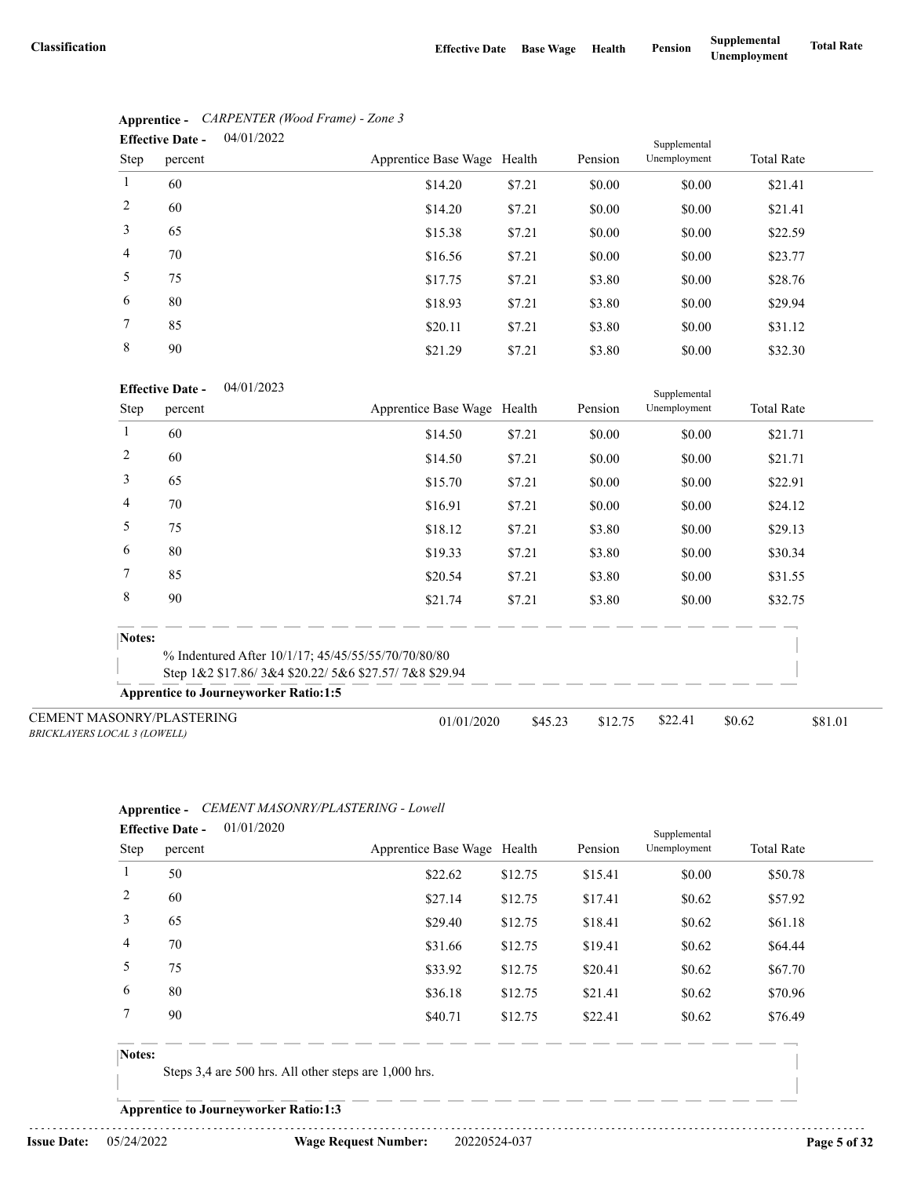| Classification | Effective Date | Base Wage | Health | Pension | Supplemental Unemployment | Total Rate |
|---|---|---|---|---|---|---|

**Apprentice -** *CARPENTER (Wood Frame) - Zone 3*

**Effective Date -** 04/01/2022

| Step | percent | Apprentice Base Wage | Health | Pension | Supplemental Unemployment | Total Rate |
|---|---|---|---|---|---|---|
| 1 | 60 | $14.20 | $7.21 | $0.00 | $0.00 | $21.41 |
| 2 | 60 | $14.20 | $7.21 | $0.00 | $0.00 | $21.41 |
| 3 | 65 | $15.38 | $7.21 | $0.00 | $0.00 | $22.59 |
| 4 | 70 | $16.56 | $7.21 | $0.00 | $0.00 | $23.77 |
| 5 | 75 | $17.75 | $7.21 | $3.80 | $0.00 | $28.76 |
| 6 | 80 | $18.93 | $7.21 | $3.80 | $0.00 | $29.94 |
| 7 | 85 | $20.11 | $7.21 | $3.80 | $0.00 | $31.12 |
| 8 | 90 | $21.29 | $7.21 | $3.80 | $0.00 | $32.30 |

**Effective Date -** 04/01/2023

| Step | percent | Apprentice Base Wage | Health | Pension | Supplemental Unemployment | Total Rate |
|---|---|---|---|---|---|---|
| 1 | 60 | $14.50 | $7.21 | $0.00 | $0.00 | $21.71 |
| 2 | 60 | $14.50 | $7.21 | $0.00 | $0.00 | $21.71 |
| 3 | 65 | $15.70 | $7.21 | $0.00 | $0.00 | $22.91 |
| 4 | 70 | $16.91 | $7.21 | $0.00 | $0.00 | $24.12 |
| 5 | 75 | $18.12 | $7.21 | $3.80 | $0.00 | $29.13 |
| 6 | 80 | $19.33 | $7.21 | $3.80 | $0.00 | $30.34 |
| 7 | 85 | $20.54 | $7.21 | $3.80 | $0.00 | $31.55 |
| 8 | 90 | $21.74 | $7.21 | $3.80 | $0.00 | $32.75 |

**Notes:**

% Indentured After 10/1/17; 45/45/55/55/70/70/80/80
Step 1&2 $17.86/ 3&4 $20.22/ 5&6 $27.57/ 7&8 $29.94

**Apprentice to Journeyworker Ratio:1:5**

| Classification | Effective Date | Base Wage | Health | Pension | Supplemental Unemployment | Total Rate |
|---|---|---|---|---|---|---|
| CEMENT MASONRY/PLASTERING<br>*BRICKLAYERS LOCAL 3 (LOWELL)* | 01/01/2020 | $45.23 | $12.75 | $22.41 | $0.62 | $81.01 |

**Apprentice -** *CEMENT MASONRY/PLASTERING - Lowell*

**Effective Date -** 01/01/2020

| Step | percent | Apprentice Base Wage | Health | Pension | Supplemental Unemployment | Total Rate |
|---|---|---|---|---|---|---|
| 1 | 50 | $22.62 | $12.75 | $15.41 | $0.00 | $50.78 |
| 2 | 60 | $27.14 | $12.75 | $17.41 | $0.62 | $57.92 |
| 3 | 65 | $29.40 | $12.75 | $18.41 | $0.62 | $61.18 |
| 4 | 70 | $31.66 | $12.75 | $19.41 | $0.62 | $64.44 |
| 5 | 75 | $33.92 | $12.75 | $20.41 | $0.62 | $67.70 |
| 6 | 80 | $36.18 | $12.75 | $21.41 | $0.62 | $70.96 |
| 7 | 90 | $40.71 | $12.75 | $22.41 | $0.62 | $76.49 |

**Notes:**

Steps 3,4 are 500 hrs. All other steps are 1,000 hrs.

**Apprentice to Journeyworker Ratio:1:3**

**Issue Date:** 05/24/2022 **Wage Request Number:** 20220524-037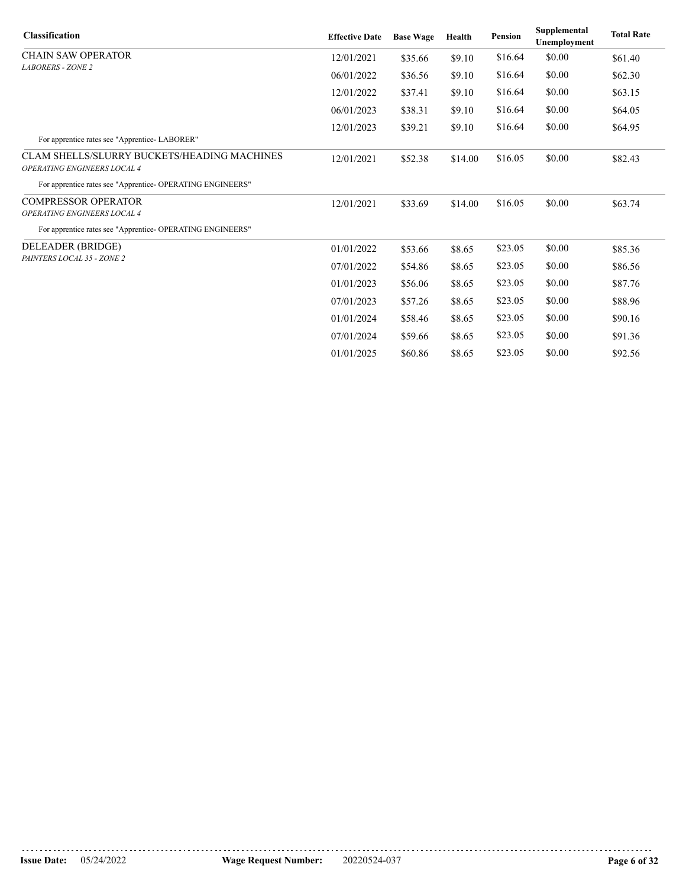| Classification | Effective Date | Base Wage | Health | Pension | Supplemental Unemployment | Total Rate |
|---|---|---|---|---|---|---|
| CHAIN SAW OPERATOR *LABORERS - ZONE 2* | 12/01/2021 | $35.66 | $9.10 | $16.64 | $0.00 | $61.40 |
| | 06/01/2022 | $36.56 | $9.10 | $16.64 | $0.00 | $62.30 |
| | 12/01/2022 | $37.41 | $9.10 | $16.64 | $0.00 | $63.15 |
| | 06/01/2023 | $38.31 | $9.10 | $16.64 | $0.00 | $64.05 |
| | 12/01/2023 | $39.21 | $9.10 | $16.64 | $0.00 | $64.95 |
| For apprentice rates see "Apprentice- LABORER" | | | | | | |
| CLAM SHELLS/SLURRY BUCKETS/HEADING MACHINES *OPERATING ENGINEERS LOCAL 4* | 12/01/2021 | $52.38 | $14.00 | $16.05 | $0.00 | $82.43 |
| For apprentice rates see "Apprentice- OPERATING ENGINEERS" | | | | | | |
| COMPRESSOR OPERATOR *OPERATING ENGINEERS LOCAL 4* | 12/01/2021 | $33.69 | $14.00 | $16.05 | $0.00 | $63.74 |
| For apprentice rates see "Apprentice- OPERATING ENGINEERS" | | | | | | |
| DELEADER (BRIDGE) *PAINTERS LOCAL 35 - ZONE 2* | 01/01/2022 | $53.66 | $8.65 | $23.05 | $0.00 | $85.36 |
| | 07/01/2022 | $54.86 | $8.65 | $23.05 | $0.00 | $86.56 |
| | 01/01/2023 | $56.06 | $8.65 | $23.05 | $0.00 | $87.76 |
| | 07/01/2023 | $57.26 | $8.65 | $23.05 | $0.00 | $88.96 |
| | 01/01/2024 | $58.46 | $8.65 | $23.05 | $0.00 | $90.16 |
| | 07/01/2024 | $59.66 | $8.65 | $23.05 | $0.00 | $91.36 |
| | 01/01/2025 | $60.86 | $8.65 | $23.05 | $0.00 | $92.56 |

**Issue Date:** 05/24/2022 **Wage Request Number:** 20220524-037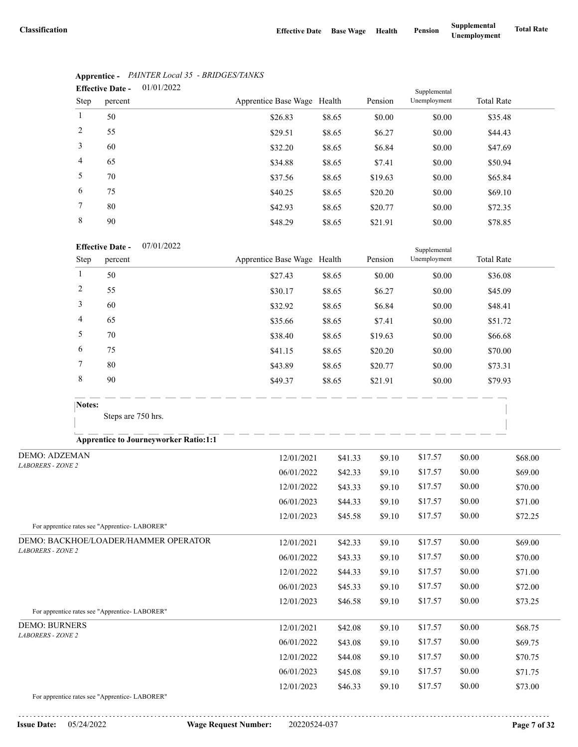| Classification | Effective Date | Base Wage | Health | Pension | Supplemental Unemployment | Total Rate |
|---|---|---|---|---|---|---|

**Apprentice -** *PAINTER Local 35 - BRIDGES/TANKS*

**Effective Date -** 01/01/2022

| Step | percent | Apprentice Base Wage | Health | Pension | Supplemental Unemployment | Total Rate |
|---|---|---|---|---|---|---|
| 1 | 50 | $26.83 | $8.65 | $0.00 | $0.00 | $35.48 |
| 2 | 55 | $29.51 | $8.65 | $6.27 | $0.00 | $44.43 |
| 3 | 60 | $32.20 | $8.65 | $6.84 | $0.00 | $47.69 |
| 4 | 65 | $34.88 | $8.65 | $7.41 | $0.00 | $50.94 |
| 5 | 70 | $37.56 | $8.65 | $19.63 | $0.00 | $65.84 |
| 6 | 75 | $40.25 | $8.65 | $20.20 | $0.00 | $69.10 |
| 7 | 80 | $42.93 | $8.65 | $20.77 | $0.00 | $72.35 |
| 8 | 90 | $48.29 | $8.65 | $21.91 | $0.00 | $78.85 |

**Effective Date -** 07/01/2022

| Step | percent | Apprentice Base Wage | Health | Pension | Supplemental Unemployment | Total Rate |
|---|---|---|---|---|---|---|
| 1 | 50 | $27.43 | $8.65 | $0.00 | $0.00 | $36.08 |
| 2 | 55 | $30.17 | $8.65 | $6.27 | $0.00 | $45.09 |
| 3 | 60 | $32.92 | $8.65 | $6.84 | $0.00 | $48.41 |
| 4 | 65 | $35.66 | $8.65 | $7.41 | $0.00 | $51.72 |
| 5 | 70 | $38.40 | $8.65 | $19.63 | $0.00 | $66.68 |
| 6 | 75 | $41.15 | $8.65 | $20.20 | $0.00 | $70.00 |
| 7 | 80 | $43.89 | $8.65 | $20.77 | $0.00 | $73.31 |
| 8 | 90 | $49.37 | $8.65 | $21.91 | $0.00 | $79.93 |

**Notes:**

Steps are 750 hrs.

**Apprentice to Journeyworker Ratio:1:1**

| Classification | Effective Date | Base Wage | Health | Pension | Supplemental Unemployment | Total Rate |
|---|---|---|---|---|---|---|
| DEMO: ADZEMAN *LABORERS - ZONE 2* | 12/01/2021 | $41.33 | $9.10 | $17.57 | $0.00 | $68.00 |
| | 06/01/2022 | $42.33 | $9.10 | $17.57 | $0.00 | $69.00 |
| | 12/01/2022 | $43.33 | $9.10 | $17.57 | $0.00 | $70.00 |
| | 06/01/2023 | $44.33 | $9.10 | $17.57 | $0.00 | $71.00 |
| | 12/01/2023 | $45.58 | $9.10 | $17.57 | $0.00 | $72.25 |
| For apprentice rates see "Apprentice- LABORER" | | | | | | |
| DEMO: BACKHOE/LOADER/HAMMER OPERATOR *LABORERS - ZONE 2* | 12/01/2021 | $42.33 | $9.10 | $17.57 | $0.00 | $69.00 |
| | 06/01/2022 | $43.33 | $9.10 | $17.57 | $0.00 | $70.00 |
| | 12/01/2022 | $44.33 | $9.10 | $17.57 | $0.00 | $71.00 |
| | 06/01/2023 | $45.33 | $9.10 | $17.57 | $0.00 | $72.00 |
| | 12/01/2023 | $46.58 | $9.10 | $17.57 | $0.00 | $73.25 |
| For apprentice rates see "Apprentice- LABORER" | | | | | | |
| DEMO: BURNERS *LABORERS - ZONE 2* | 12/01/2021 | $42.08 | $9.10 | $17.57 | $0.00 | $68.75 |
| | 06/01/2022 | $43.08 | $9.10 | $17.57 | $0.00 | $69.75 |
| | 12/01/2022 | $44.08 | $9.10 | $17.57 | $0.00 | $70.75 |
| | 06/01/2023 | $45.08 | $9.10 | $17.57 | $0.00 | $71.75 |
| | 12/01/2023 | $46.33 | $9.10 | $17.57 | $0.00 | $73.00 |
| For apprentice rates see "Apprentice- LABORER" | | | | | | |

**Issue Date:** 05/24/2022 **Wage Request Number:** 20220524-037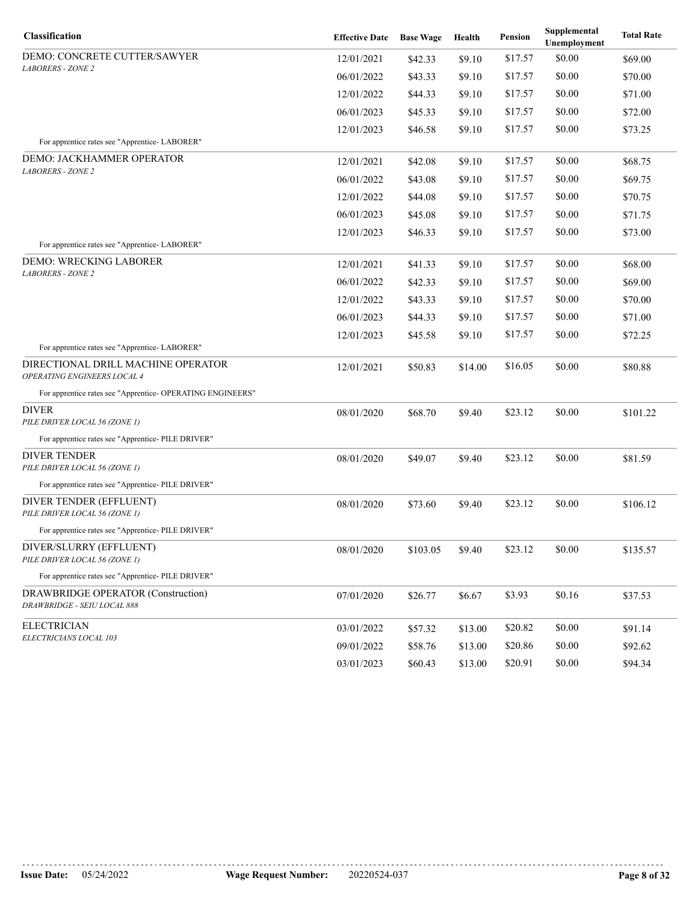| Classification | Effective Date | Base Wage | Health | Pension | Supplemental Unemployment | Total Rate |
|---|---|---|---|---|---|---|
| DEMO: CONCRETE CUTTER/SAWYER<br>*LABORERS - ZONE 2* | 12/01/2021 | $42.33 | $9.10 | $17.57 | $0.00 | $69.00 |
| | 06/01/2022 | $43.33 | $9.10 | $17.57 | $0.00 | $70.00 |
| | 12/01/2022 | $44.33 | $9.10 | $17.57 | $0.00 | $71.00 |
| | 06/01/2023 | $45.33 | $9.10 | $17.57 | $0.00 | $72.00 |
| | 12/01/2023 | $46.58 | $9.10 | $17.57 | $0.00 | $73.25 |
| For apprentice rates see "Apprentice- LABORER" | | | | | | |
| DEMO: JACKHAMMER OPERATOR<br>*LABORERS - ZONE 2* | 12/01/2021 | $42.08 | $9.10 | $17.57 | $0.00 | $68.75 |
| | 06/01/2022 | $43.08 | $9.10 | $17.57 | $0.00 | $69.75 |
| | 12/01/2022 | $44.08 | $9.10 | $17.57 | $0.00 | $70.75 |
| | 06/01/2023 | $45.08 | $9.10 | $17.57 | $0.00 | $71.75 |
| | 12/01/2023 | $46.33 | $9.10 | $17.57 | $0.00 | $73.00 |
| For apprentice rates see "Apprentice- LABORER" | | | | | | |
| DEMO: WRECKING LABORER<br>*LABORERS - ZONE 2* | 12/01/2021 | $41.33 | $9.10 | $17.57 | $0.00 | $68.00 |
| | 06/01/2022 | $42.33 | $9.10 | $17.57 | $0.00 | $69.00 |
| | 12/01/2022 | $43.33 | $9.10 | $17.57 | $0.00 | $70.00 |
| | 06/01/2023 | $44.33 | $9.10 | $17.57 | $0.00 | $71.00 |
| | 12/01/2023 | $45.58 | $9.10 | $17.57 | $0.00 | $72.25 |
| For apprentice rates see "Apprentice- LABORER" | | | | | | |
| DIRECTIONAL DRILL MACHINE OPERATOR<br>*OPERATING ENGINEERS LOCAL 4* | 12/01/2021 | $50.83 | $14.00 | $16.05 | $0.00 | $80.88 |
| For apprentice rates see "Apprentice- OPERATING ENGINEERS" | | | | | | |
| DIVER<br>*PILE DRIVER LOCAL 56 (ZONE 1)* | 08/01/2020 | $68.70 | $9.40 | $23.12 | $0.00 | $101.22 |
| For apprentice rates see "Apprentice- PILE DRIVER" | | | | | | |
| DIVER TENDER<br>*PILE DRIVER LOCAL 56 (ZONE 1)* | 08/01/2020 | $49.07 | $9.40 | $23.12 | $0.00 | $81.59 |
| For apprentice rates see "Apprentice- PILE DRIVER" | | | | | | |
| DIVER TENDER (EFFLUENT)<br>*PILE DRIVER LOCAL 56 (ZONE 1)* | 08/01/2020 | $73.60 | $9.40 | $23.12 | $0.00 | $106.12 |
| For apprentice rates see "Apprentice- PILE DRIVER" | | | | | | |
| DIVER/SLURRY (EFFLUENT)<br>*PILE DRIVER LOCAL 56 (ZONE 1)* | 08/01/2020 | $103.05 | $9.40 | $23.12 | $0.00 | $135.57 |
| For apprentice rates see "Apprentice- PILE DRIVER" | | | | | | |
| DRAWBRIDGE OPERATOR (Construction)<br>*DRAWBRIDGE - SEIU LOCAL 888* | 07/01/2020 | $26.77 | $6.67 | $3.93 | $0.16 | $37.53 |
| ELECTRICIAN<br>*ELECTRICIANS LOCAL 103* | 03/01/2022 | $57.32 | $13.00 | $20.82 | $0.00 | $91.14 |
| | 09/01/2022 | $58.76 | $13.00 | $20.86 | $0.00 | $92.62 |
| | 03/01/2023 | $60.43 | $13.00 | $20.91 | $0.00 | $94.34 |

**Issue Date:** 05/24/2022 **Wage Request Number:** 20220524-037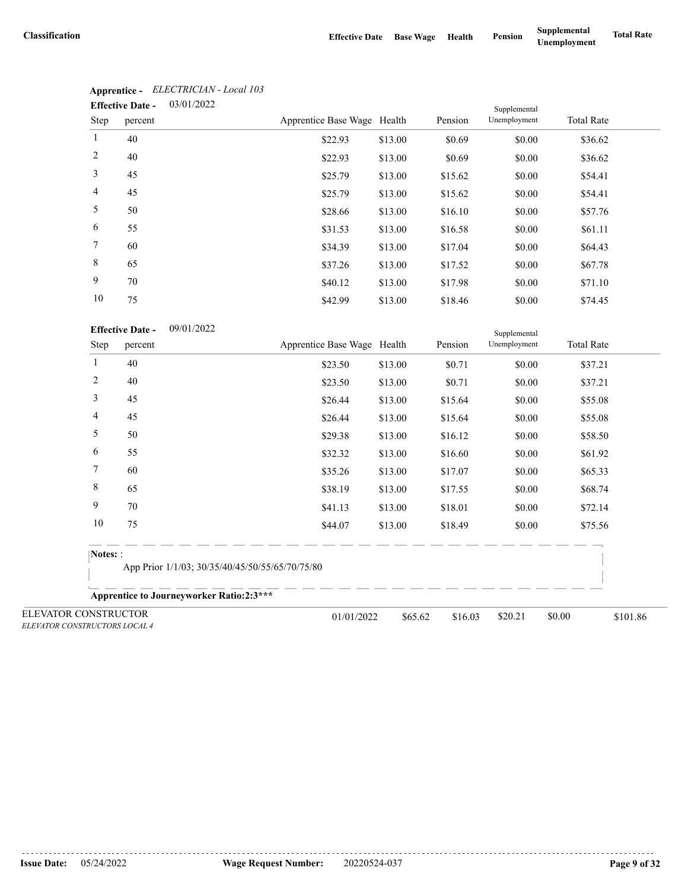| Classification | Effective Date | Base Wage | Health | Pension | Supplemental Unemployment | Total Rate |
|---|---|---|---|---|---|---|

**Apprentice -** *ELECTRICIAN - Local 103*

**Effective Date -** 03/01/2022

| Step | percent | Apprentice Base Wage | Health | Pension | Supplemental Unemployment | Total Rate |
|---|---|---|---|---|---|---|
| 1 | 40 | $22.93 | $13.00 | $0.69 | $0.00 | $36.62 |
| 2 | 40 | $22.93 | $13.00 | $0.69 | $0.00 | $36.62 |
| 3 | 45 | $25.79 | $13.00 | $15.62 | $0.00 | $54.41 |
| 4 | 45 | $25.79 | $13.00 | $15.62 | $0.00 | $54.41 |
| 5 | 50 | $28.66 | $13.00 | $16.10 | $0.00 | $57.76 |
| 6 | 55 | $31.53 | $13.00 | $16.58 | $0.00 | $61.11 |
| 7 | 60 | $34.39 | $13.00 | $17.04 | $0.00 | $64.43 |
| 8 | 65 | $37.26 | $13.00 | $17.52 | $0.00 | $67.78 |
| 9 | 70 | $40.12 | $13.00 | $17.98 | $0.00 | $71.10 |
| 10 | 75 | $42.99 | $13.00 | $18.46 | $0.00 | $74.45 |

**Effective Date -** 09/01/2022

| Step | percent | Apprentice Base Wage | Health | Pension | Supplemental Unemployment | Total Rate |
|---|---|---|---|---|---|---|
| 1 | 40 | $23.50 | $13.00 | $0.71 | $0.00 | $37.21 |
| 2 | 40 | $23.50 | $13.00 | $0.71 | $0.00 | $37.21 |
| 3 | 45 | $26.44 | $13.00 | $15.64 | $0.00 | $55.08 |
| 4 | 45 | $26.44 | $13.00 | $15.64 | $0.00 | $55.08 |
| 5 | 50 | $29.38 | $13.00 | $16.12 | $0.00 | $58.50 |
| 6 | 55 | $32.32 | $13.00 | $16.60 | $0.00 | $61.92 |
| 7 | 60 | $35.26 | $13.00 | $17.07 | $0.00 | $65.33 |
| 8 | 65 | $38.19 | $13.00 | $17.55 | $0.00 | $68.74 |
| 9 | 70 | $41.13 | $13.00 | $18.01 | $0.00 | $72.14 |
| 10 | 75 | $44.07 | $13.00 | $18.49 | $0.00 | $75.56 |

**Notes:** :

App Prior 1/1/03; 30/35/40/45/50/55/65/70/75/80

**Apprentice to Journeyworker Ratio:2:3*****

| Classification | Effective Date | Base Wage | Health | Pension | Supplemental Unemployment | Total Rate |
|---|---|---|---|---|---|---|
| ELEVATOR CONSTRUCTOR<br>*ELEVATOR CONSTRUCTORS LOCAL 4* | 01/01/2022 | $65.62 | $16.03 | $20.21 | $0.00 | $101.86 |

**Issue Date:** 05/24/2022 **Wage Request Number:** 20220524-037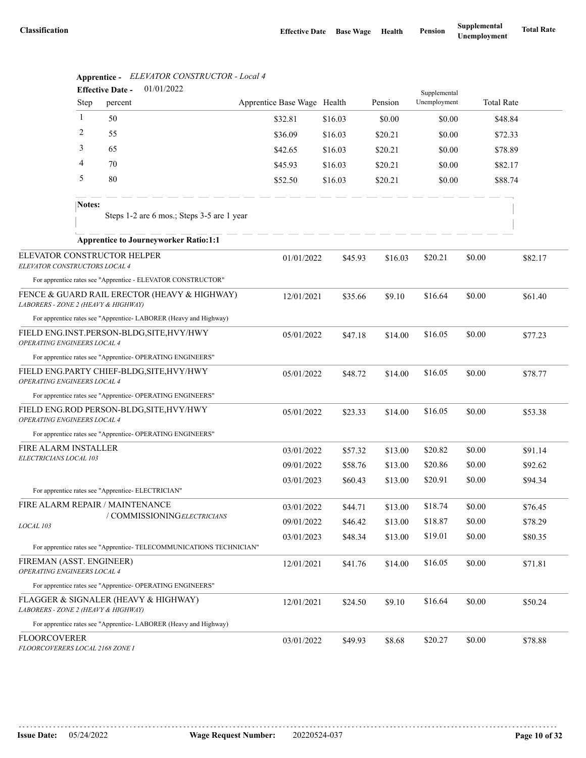| Classification | Effective Date | Base Wage | Health | Pension | Supplemental Unemployment | Total Rate |
|---|---|---|---|---|---|---|

**Apprentice -** *ELEVATOR CONSTRUCTOR - Local 4*

**Effective Date -** 01/01/2022

| Step | percent | Apprentice Base Wage | Health | Pension | Supplemental Unemployment | Total Rate |
|---|---|---|---|---|---|---|
| 1 | 50 | $32.81 | $16.03 | $0.00 | $0.00 | $48.84 |
| 2 | 55 | $36.09 | $16.03 | $20.21 | $0.00 | $72.33 |
| 3 | 65 | $42.65 | $16.03 | $20.21 | $0.00 | $78.89 |
| 4 | 70 | $45.93 | $16.03 | $20.21 | $0.00 | $82.17 |
| 5 | 80 | $52.50 | $16.03 | $20.21 | $0.00 | $88.74 |

**Notes:**

Steps 1-2 are 6 mos.; Steps 3-5 are 1 year

**Apprentice to Journeyworker Ratio:1:1**

| Classification | Effective Date | Base Wage | Health | Pension | Supplemental Unemployment | Total Rate |
|---|---|---|---|---|---|---|
| ELEVATOR CONSTRUCTOR HELPER<br>*ELEVATOR CONSTRUCTORS LOCAL 4* | 01/01/2022 | $45.93 | $16.03 | $20.21 | $0.00 | $82.17 |
| For apprentice rates see "Apprentice - ELEVATOR CONSTRUCTOR" | | | | | | |
| FENCE & GUARD RAIL ERECTOR (HEAVY & HIGHWAY)<br>*LABORERS - ZONE 2 (HEAVY & HIGHWAY)* | 12/01/2021 | $35.66 | $9.10 | $16.64 | $0.00 | $61.40 |
| For apprentice rates see "Apprentice- LABORER (Heavy and Highway) | | | | | | |
| FIELD ENG.INST.PERSON-BLDG,SITE,HVY/HWY<br>*OPERATING ENGINEERS LOCAL 4* | 05/01/2022 | $47.18 | $14.00 | $16.05 | $0.00 | $77.23 |
| For apprentice rates see "Apprentice- OPERATING ENGINEERS" | | | | | | |
| FIELD ENG.PARTY CHIEF-BLDG,SITE,HVY/HWY<br>*OPERATING ENGINEERS LOCAL 4* | 05/01/2022 | $48.72 | $14.00 | $16.05 | $0.00 | $78.77 |
| For apprentice rates see "Apprentice- OPERATING ENGINEERS" | | | | | | |
| FIELD ENG.ROD PERSON-BLDG,SITE,HVY/HWY<br>*OPERATING ENGINEERS LOCAL 4* | 05/01/2022 | $23.33 | $14.00 | $16.05 | $0.00 | $53.38 |
| For apprentice rates see "Apprentice- OPERATING ENGINEERS" | | | | | | |
| FIRE ALARM INSTALLER<br>*ELECTRICIANS LOCAL 103* | 03/01/2022 | $57.32 | $13.00 | $20.82 | $0.00 | $91.14 |
| | 09/01/2022 | $58.76 | $13.00 | $20.86 | $0.00 | $92.62 |
| | 03/01/2023 | $60.43 | $13.00 | $20.91 | $0.00 | $94.34 |
| For apprentice rates see "Apprentice- ELECTRICIAN" | | | | | | |
| FIRE ALARM REPAIR / MAINTENANCE / COMMISSIONING<br>*ELECTRICIANS LOCAL 103* | 03/01/2022 | $44.71 | $13.00 | $18.74 | $0.00 | $76.45 |
| | 09/01/2022 | $46.42 | $13.00 | $18.87 | $0.00 | $78.29 |
| | 03/01/2023 | $48.34 | $13.00 | $19.01 | $0.00 | $80.35 |
| For apprentice rates see "Apprentice- TELECOMMUNICATIONS TECHNICIAN" | | | | | | |
| FIREMAN (ASST. ENGINEER)<br>*OPERATING ENGINEERS LOCAL 4* | 12/01/2021 | $41.76 | $14.00 | $16.05 | $0.00 | $71.81 |
| For apprentice rates see "Apprentice- OPERATING ENGINEERS" | | | | | | |
| FLAGGER & SIGNALER (HEAVY & HIGHWAY)<br>*LABORERS - ZONE 2 (HEAVY & HIGHWAY)* | 12/01/2021 | $24.50 | $9.10 | $16.64 | $0.00 | $50.24 |
| For apprentice rates see "Apprentice- LABORER (Heavy and Highway) | | | | | | |
| FLOORCOVERER<br>*FLOORCOVERERS LOCAL 2168 ZONE I* | 03/01/2022 | $49.93 | $8.68 | $20.27 | $0.00 | $78.88 |

**Issue Date:** 05/24/2022 **Wage Request Number:** 20220524-037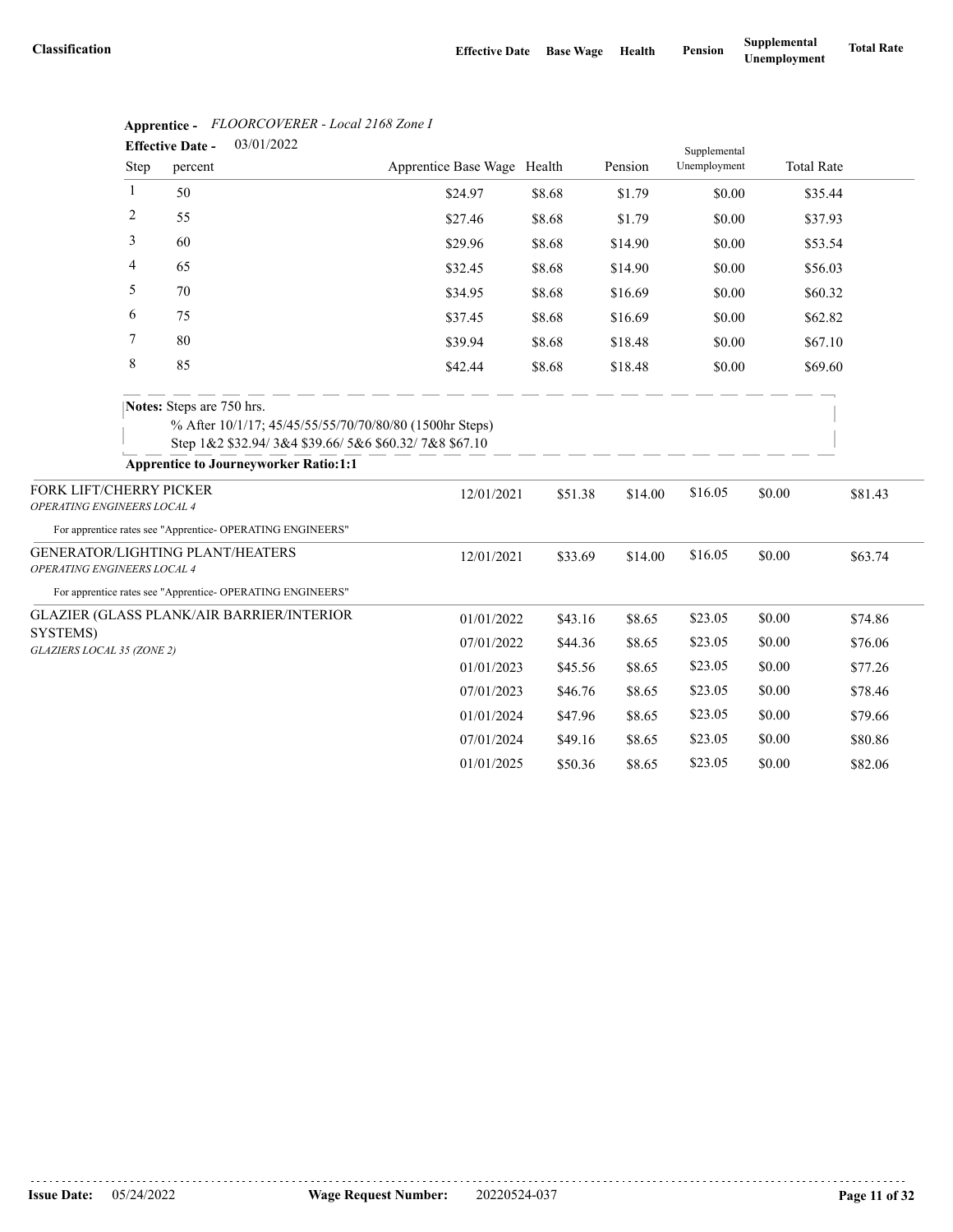| Classification | Effective Date | Base Wage | Health | Pension | Supplemental Unemployment | Total Rate |
|---|---|---|---|---|---|---|

**Apprentice -** *FLOORCOVERER - Local 2168 Zone I*

**Effective Date -** 03/01/2022

| Step | percent | Apprentice Base Wage | Health | Pension | Supplemental Unemployment | Total Rate |
|---|---|---|---|---|---|---|
| 1 | 50 | $24.97 | $8.68 | $1.79 | $0.00 | $35.44 |
| 2 | 55 | $27.46 | $8.68 | $1.79 | $0.00 | $37.93 |
| 3 | 60 | $29.96 | $8.68 | $14.90 | $0.00 | $53.54 |
| 4 | 65 | $32.45 | $8.68 | $14.90 | $0.00 | $56.03 |
| 5 | 70 | $34.95 | $8.68 | $16.69 | $0.00 | $60.32 |
| 6 | 75 | $37.45 | $8.68 | $16.69 | $0.00 | $62.82 |
| 7 | 80 | $39.94 | $8.68 | $18.48 | $0.00 | $67.10 |
| 8 | 85 | $42.44 | $8.68 | $18.48 | $0.00 | $69.60 |

**Notes:** Steps are 750 hrs.
% After 10/1/17; 45/45/55/55/70/70/80/80 (1500hr Steps)
Step 1&2 $32.94/ 3&4 $39.66/ 5&6 $60.32/ 7&8 $67.10

**Apprentice to Journeyworker Ratio:1:1**

| Classification | Effective Date | Base Wage | Health | Pension | Supplemental Unemployment | Total Rate |
|---|---|---|---|---|---|---|
| FORK LIFT/CHERRY PICKER *OPERATING ENGINEERS LOCAL 4* | 12/01/2021 | $51.38 | $14.00 | $16.05 | $0.00 | $81.43 |
| For apprentice rates see "Apprentice- OPERATING ENGINEERS" | | | | | | |
| GENERATOR/LIGHTING PLANT/HEATERS *OPERATING ENGINEERS LOCAL 4* | 12/01/2021 | $33.69 | $14.00 | $16.05 | $0.00 | $63.74 |
| For apprentice rates see "Apprentice- OPERATING ENGINEERS" | | | | | | |
| GLAZIER (GLASS PLANK/AIR BARRIER/INTERIOR SYSTEMS) *GLAZIERS LOCAL 35 (ZONE 2)* | 01/01/2022 | $43.16 | $8.65 | $23.05 | $0.00 | $74.86 |
| | 07/01/2022 | $44.36 | $8.65 | $23.05 | $0.00 | $76.06 |
| | 01/01/2023 | $45.56 | $8.65 | $23.05 | $0.00 | $77.26 |
| | 07/01/2023 | $46.76 | $8.65 | $23.05 | $0.00 | $78.46 |
| | 01/01/2024 | $47.96 | $8.65 | $23.05 | $0.00 | $79.66 |
| | 07/01/2024 | $49.16 | $8.65 | $23.05 | $0.00 | $80.86 |
| | 01/01/2025 | $50.36 | $8.65 | $23.05 | $0.00 | $82.06 |

**Issue Date:** 05/24/2022 **Wage Request Number:** 20220524-037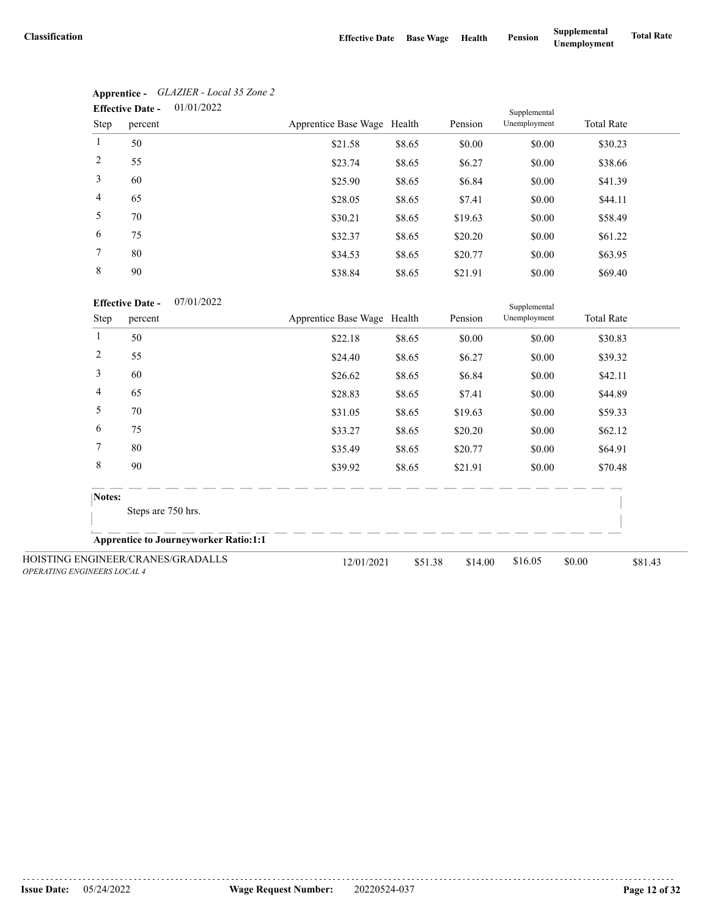| Classification | Effective Date | Base Wage | Health | Pension | Supplemental Unemployment | Total Rate |
|---|---|---|---|---|---|---|

**Apprentice -** *GLAZIER - Local 35 Zone 2*

**Effective Date -** 01/01/2022

| Step | percent | Apprentice Base Wage | Health | Pension | Supplemental Unemployment | Total Rate |
|---|---|---|---|---|---|---|
| 1 | 50 | $21.58 | $8.65 | $0.00 | $0.00 | $30.23 |
| 2 | 55 | $23.74 | $8.65 | $6.27 | $0.00 | $38.66 |
| 3 | 60 | $25.90 | $8.65 | $6.84 | $0.00 | $41.39 |
| 4 | 65 | $28.05 | $8.65 | $7.41 | $0.00 | $44.11 |
| 5 | 70 | $30.21 | $8.65 | $19.63 | $0.00 | $58.49 |
| 6 | 75 | $32.37 | $8.65 | $20.20 | $0.00 | $61.22 |
| 7 | 80 | $34.53 | $8.65 | $20.77 | $0.00 | $63.95 |
| 8 | 90 | $38.84 | $8.65 | $21.91 | $0.00 | $69.40 |

**Effective Date -** 07/01/2022

| Step | percent | Apprentice Base Wage | Health | Pension | Supplemental Unemployment | Total Rate |
|---|---|---|---|---|---|---|
| 1 | 50 | $22.18 | $8.65 | $0.00 | $0.00 | $30.83 |
| 2 | 55 | $24.40 | $8.65 | $6.27 | $0.00 | $39.32 |
| 3 | 60 | $26.62 | $8.65 | $6.84 | $0.00 | $42.11 |
| 4 | 65 | $28.83 | $8.65 | $7.41 | $0.00 | $44.89 |
| 5 | 70 | $31.05 | $8.65 | $19.63 | $0.00 | $59.33 |
| 6 | 75 | $33.27 | $8.65 | $20.20 | $0.00 | $62.12 |
| 7 | 80 | $35.49 | $8.65 | $20.77 | $0.00 | $64.91 |
| 8 | 90 | $39.92 | $8.65 | $21.91 | $0.00 | $70.48 |

**Notes:**

Steps are 750 hrs.

**Apprentice to Journeyworker Ratio:1:1**

| Classification | Effective Date | Base Wage | Health | Pension | Supplemental Unemployment | Total Rate |
|---|---|---|---|---|---|---|
| HOISTING ENGINEER/CRANES/GRADALLS *OPERATING ENGINEERS LOCAL 4* | 12/01/2021 | $51.38 | $14.00 | $16.05 | $0.00 | $81.43 |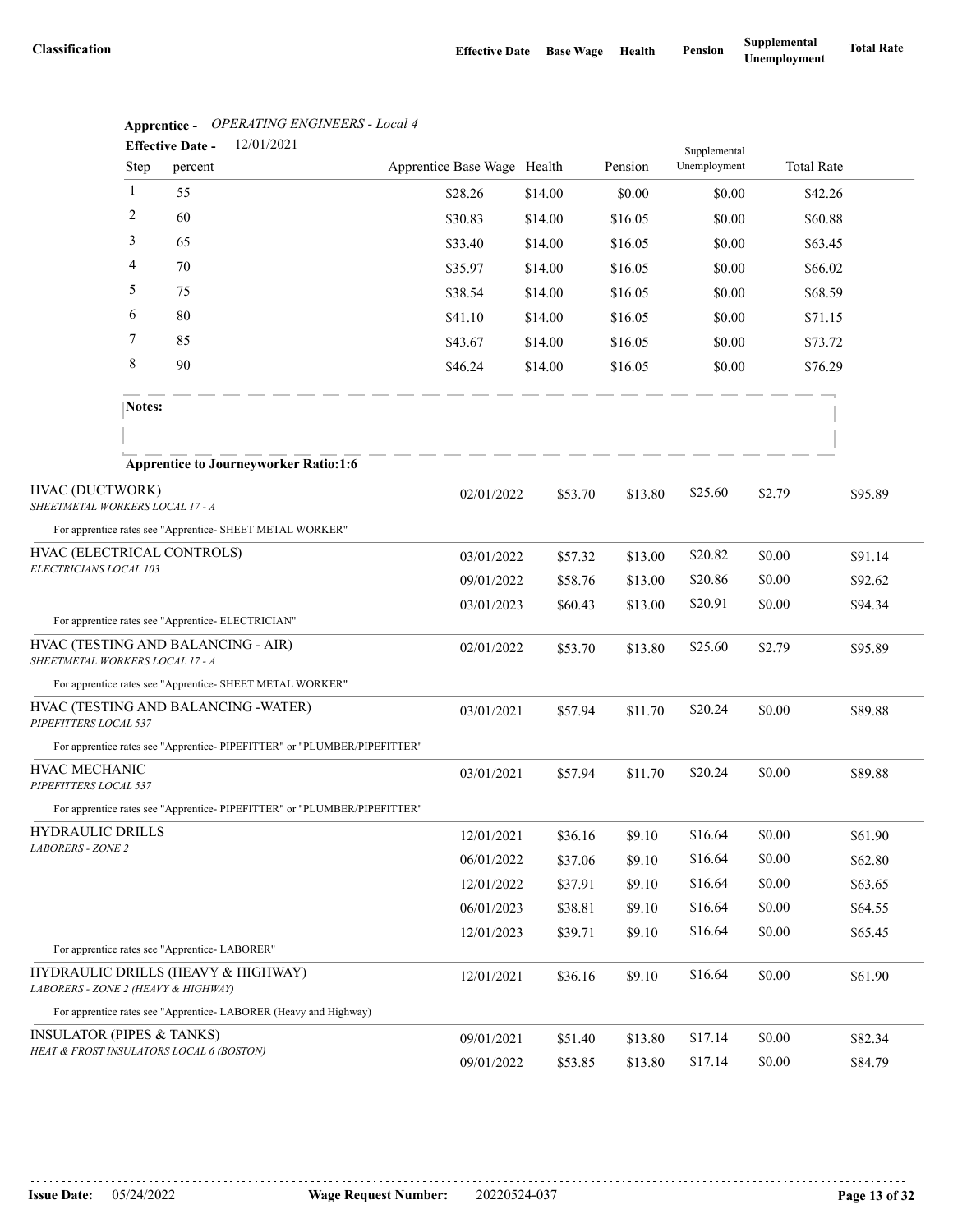| Classification | Effective Date | Base Wage | Health | Pension | Supplemental Unemployment | Total Rate |
|---|---|---|---|---|---|---|

**Apprentice -** *OPERATING ENGINEERS - Local 4*

**Effective Date -** 12/01/2021

| Step | percent | Apprentice Base Wage | Health | Pension | Supplemental Unemployment | Total Rate |
|---|---|---|---|---|---|---|
| 1 | 55 | $28.26 | $14.00 | $0.00 | $0.00 | $42.26 |
| 2 | 60 | $30.83 | $14.00 | $16.05 | $0.00 | $60.88 |
| 3 | 65 | $33.40 | $14.00 | $16.05 | $0.00 | $63.45 |
| 4 | 70 | $35.97 | $14.00 | $16.05 | $0.00 | $66.02 |
| 5 | 75 | $38.54 | $14.00 | $16.05 | $0.00 | $68.59 |
| 6 | 80 | $41.10 | $14.00 | $16.05 | $0.00 | $71.15 |
| 7 | 85 | $43.67 | $14.00 | $16.05 | $0.00 | $73.72 |
| 8 | 90 | $46.24 | $14.00 | $16.05 | $0.00 | $76.29 |

**Notes:**

**Apprentice to Journeyworker Ratio:1:6**

| Classification | Effective Date | Base Wage | Health | Pension | Supplemental Unemployment | Total Rate |
|---|---|---|---|---|---|---|
| HVAC (DUCTWORK)<br>*SHEETMETAL WORKERS LOCAL 17 - A* | 02/01/2022 | $53.70 | $13.80 | $25.60 | $2.79 | $95.89 |
| For apprentice rates see "Apprentice- SHEET METAL WORKER" | | | | | | |
| HVAC (ELECTRICAL CONTROLS)<br>*ELECTRICIANS LOCAL 103* | 03/01/2022 | $57.32 | $13.00 | $20.82 | $0.00 | $91.14 |
| | 09/01/2022 | $58.76 | $13.00 | $20.86 | $0.00 | $92.62 |
| | 03/01/2023 | $60.43 | $13.00 | $20.91 | $0.00 | $94.34 |
| For apprentice rates see "Apprentice- ELECTRICIAN" | | | | | | |
| HVAC (TESTING AND BALANCING - AIR)<br>*SHEETMETAL WORKERS LOCAL 17 - A* | 02/01/2022 | $53.70 | $13.80 | $25.60 | $2.79 | $95.89 |
| For apprentice rates see "Apprentice- SHEET METAL WORKER" | | | | | | |
| HVAC (TESTING AND BALANCING -WATER)<br>*PIPEFITTERS LOCAL 537* | 03/01/2021 | $57.94 | $11.70 | $20.24 | $0.00 | $89.88 |
| For apprentice rates see "Apprentice- PIPEFITTER" or "PLUMBER/PIPEFITTER" | | | | | | |
| HVAC MECHANIC<br>*PIPEFITTERS LOCAL 537* | 03/01/2021 | $57.94 | $11.70 | $20.24 | $0.00 | $89.88 |
| For apprentice rates see "Apprentice- PIPEFITTER" or "PLUMBER/PIPEFITTER" | | | | | | |
| HYDRAULIC DRILLS<br>*LABORERS - ZONE 2* | 12/01/2021 | $36.16 | $9.10 | $16.64 | $0.00 | $61.90 |
| | 06/01/2022 | $37.06 | $9.10 | $16.64 | $0.00 | $62.80 |
| | 12/01/2022 | $37.91 | $9.10 | $16.64 | $0.00 | $63.65 |
| | 06/01/2023 | $38.81 | $9.10 | $16.64 | $0.00 | $64.55 |
| | 12/01/2023 | $39.71 | $9.10 | $16.64 | $0.00 | $65.45 |
| For apprentice rates see "Apprentice- LABORER" | | | | | | |
| HYDRAULIC DRILLS (HEAVY & HIGHWAY)<br>*LABORERS - ZONE 2 (HEAVY & HIGHWAY)* | 12/01/2021 | $36.16 | $9.10 | $16.64 | $0.00 | $61.90 |
| For apprentice rates see "Apprentice- LABORER (Heavy and Highway) | | | | | | |
| INSULATOR (PIPES & TANKS)<br>*HEAT & FROST INSULATORS LOCAL 6 (BOSTON)* | 09/01/2021 | $51.40 | $13.80 | $17.14 | $0.00 | $82.34 |
| | 09/01/2022 | $53.85 | $13.80 | $17.14 | $0.00 | $84.79 |

**Issue Date:** 05/24/2022 **Wage Request Number:** 20220524-037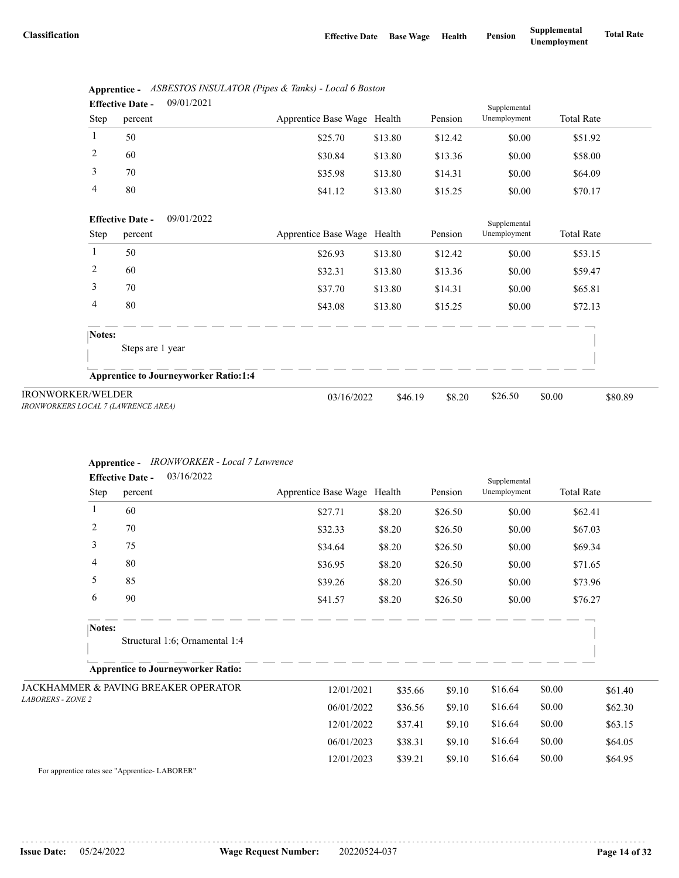| Classification | Effective Date | Base Wage | Health | Pension | Supplemental Unemployment | Total Rate |
|---|---|---|---|---|---|---|

**Apprentice -** *ASBESTOS INSULATOR (Pipes & Tanks) - Local 6 Boston*

**Effective Date -** 09/01/2021

| Step | percent | Apprentice Base Wage | Health | Pension | Supplemental Unemployment | Total Rate |
|---|---|---|---|---|---|---|
| 1 | 50 | $25.70 | $13.80 | $12.42 | $0.00 | $51.92 |
| 2 | 60 | $30.84 | $13.80 | $13.36 | $0.00 | $58.00 |
| 3 | 70 | $35.98 | $13.80 | $14.31 | $0.00 | $64.09 |
| 4 | 80 | $41.12 | $13.80 | $15.25 | $0.00 | $70.17 |

**Effective Date -** 09/01/2022

| Step | percent | Apprentice Base Wage | Health | Pension | Supplemental Unemployment | Total Rate |
|---|---|---|---|---|---|---|
| 1 | 50 | $26.93 | $13.80 | $12.42 | $0.00 | $53.15 |
| 2 | 60 | $32.31 | $13.80 | $13.36 | $0.00 | $59.47 |
| 3 | 70 | $37.70 | $13.80 | $14.31 | $0.00 | $65.81 |
| 4 | 80 | $43.08 | $13.80 | $15.25 | $0.00 | $72.13 |

**Notes:**
Steps are 1 year

**Apprentice to Journeyworker Ratio:1:4**

| Classification | Effective Date | Base Wage | Health | Pension | Supplemental Unemployment | Total Rate |
|---|---|---|---|---|---|---|
| IRONWORKER/WELDER<br>*IRONWORKERS LOCAL 7 (LAWRENCE AREA)* | 03/16/2022 | $46.19 | $8.20 | $26.50 | $0.00 | $80.89 |

**Apprentice -** *IRONWORKER - Local 7 Lawrence*

**Effective Date -** 03/16/2022

| Step | percent | Apprentice Base Wage | Health | Pension | Supplemental Unemployment | Total Rate |
|---|---|---|---|---|---|---|
| 1 | 60 | $27.71 | $8.20 | $26.50 | $0.00 | $62.41 |
| 2 | 70 | $32.33 | $8.20 | $26.50 | $0.00 | $67.03 |
| 3 | 75 | $34.64 | $8.20 | $26.50 | $0.00 | $69.34 |
| 4 | 80 | $36.95 | $8.20 | $26.50 | $0.00 | $71.65 |
| 5 | 85 | $39.26 | $8.20 | $26.50 | $0.00 | $73.96 |
| 6 | 90 | $41.57 | $8.20 | $26.50 | $0.00 | $76.27 |

**Notes:**
Structural 1:6; Ornamental 1:4

**Apprentice to Journeyworker Ratio:**

| Classification | Effective Date | Base Wage | Health | Pension | Supplemental Unemployment | Total Rate |
|---|---|---|---|---|---|---|
| JACKHAMMER & PAVING BREAKER OPERATOR<br>*LABORERS - ZONE 2* | 12/01/2021 | $35.66 | $9.10 | $16.64 | $0.00 | $61.40 |
| | 06/01/2022 | $36.56 | $9.10 | $16.64 | $0.00 | $62.30 |
| | 12/01/2022 | $37.41 | $9.10 | $16.64 | $0.00 | $63.15 |
| | 06/01/2023 | $38.31 | $9.10 | $16.64 | $0.00 | $64.05 |
| | 12/01/2023 | $39.21 | $9.10 | $16.64 | $0.00 | $64.95 |

For apprentice rates see "Apprentice- LABORER"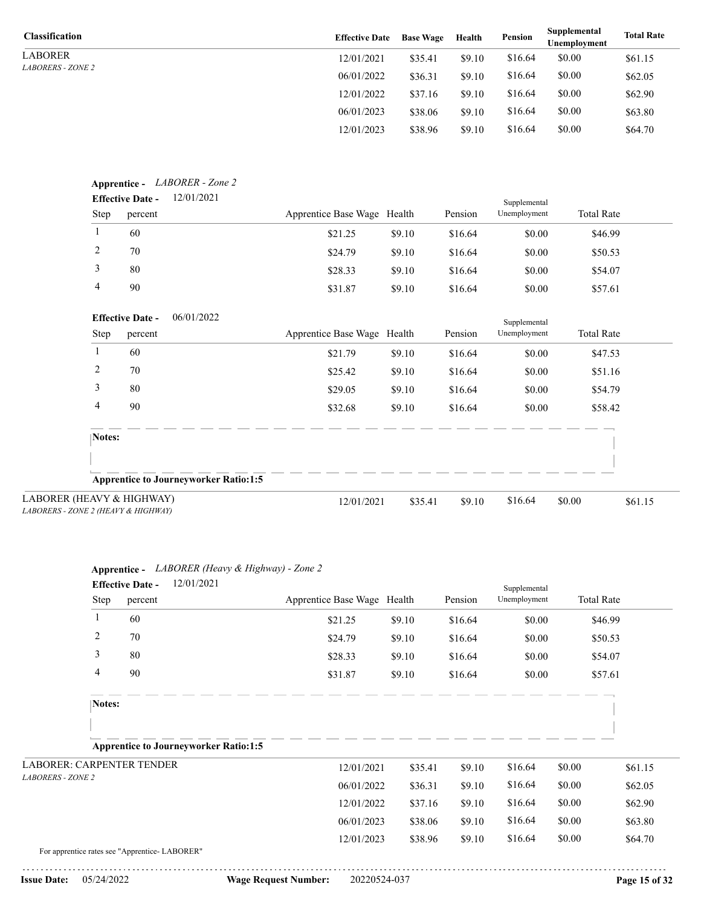| Classification | Effective Date | Base Wage | Health | Pension | Supplemental Unemployment | Total Rate |
|---|---|---|---|---|---|---|
| LABORER<br>*LABORERS - ZONE 2* | 12/01/2021 | $35.41 | $9.10 | $16.64 | $0.00 | $61.15 |
| | 06/01/2022 | $36.31 | $9.10 | $16.64 | $0.00 | $62.05 |
| | 12/01/2022 | $37.16 | $9.10 | $16.64 | $0.00 | $62.90 |
| | 06/01/2023 | $38.06 | $9.10 | $16.64 | $0.00 | $63.80 |
| | 12/01/2023 | $38.96 | $9.10 | $16.64 | $0.00 | $64.70 |

**Apprentice -** *LABORER - Zone 2*

**Effective Date -** 12/01/2021

| Step | percent | Apprentice Base Wage | Health | Pension | Supplemental Unemployment | Total Rate |
|---|---|---|---|---|---|---|
| 1 | 60 | $21.25 | $9.10 | $16.64 | $0.00 | $46.99 |
| 2 | 70 | $24.79 | $9.10 | $16.64 | $0.00 | $50.53 |
| 3 | 80 | $28.33 | $9.10 | $16.64 | $0.00 | $54.07 |
| 4 | 90 | $31.87 | $9.10 | $16.64 | $0.00 | $57.61 |

**Effective Date -** 06/01/2022

| Step | percent | Apprentice Base Wage | Health | Pension | Supplemental Unemployment | Total Rate |
|---|---|---|---|---|---|---|
| 1 | 60 | $21.79 | $9.10 | $16.64 | $0.00 | $47.53 |
| 2 | 70 | $25.42 | $9.10 | $16.64 | $0.00 | $51.16 |
| 3 | 80 | $29.05 | $9.10 | $16.64 | $0.00 | $54.79 |
| 4 | 90 | $32.68 | $9.10 | $16.64 | $0.00 | $58.42 |

**Notes:**

**Apprentice to Journeyworker Ratio:1:5**

| Classification | Effective Date | Base Wage | Health | Pension | Supplemental Unemployment | Total Rate |
|---|---|---|---|---|---|---|
| LABORER (HEAVY & HIGHWAY)<br>*LABORERS - ZONE 2 (HEAVY & HIGHWAY)* | 12/01/2021 | $35.41 | $9.10 | $16.64 | $0.00 | $61.15 |

**Apprentice -** *LABORER (Heavy & Highway) - Zone 2*

**Effective Date -** 12/01/2021

| Step | percent | Apprentice Base Wage | Health | Pension | Supplemental Unemployment | Total Rate |
|---|---|---|---|---|---|---|
| 1 | 60 | $21.25 | $9.10 | $16.64 | $0.00 | $46.99 |
| 2 | 70 | $24.79 | $9.10 | $16.64 | $0.00 | $50.53 |
| 3 | 80 | $28.33 | $9.10 | $16.64 | $0.00 | $54.07 |
| 4 | 90 | $31.87 | $9.10 | $16.64 | $0.00 | $57.61 |

**Notes:**

**Apprentice to Journeyworker Ratio:1:5**

| Classification | Effective Date | Base Wage | Health | Pension | Supplemental Unemployment | Total Rate |
|---|---|---|---|---|---|---|
| LABORER: CARPENTER TENDER<br>*LABORERS - ZONE 2* | 12/01/2021 | $35.41 | $9.10 | $16.64 | $0.00 | $61.15 |
| | 06/01/2022 | $36.31 | $9.10 | $16.64 | $0.00 | $62.05 |
| | 12/01/2022 | $37.16 | $9.10 | $16.64 | $0.00 | $62.90 |
| | 06/01/2023 | $38.06 | $9.10 | $16.64 | $0.00 | $63.80 |
| | 12/01/2023 | $38.96 | $9.10 | $16.64 | $0.00 | $64.70 |

For apprentice rates see "Apprentice- LABORER"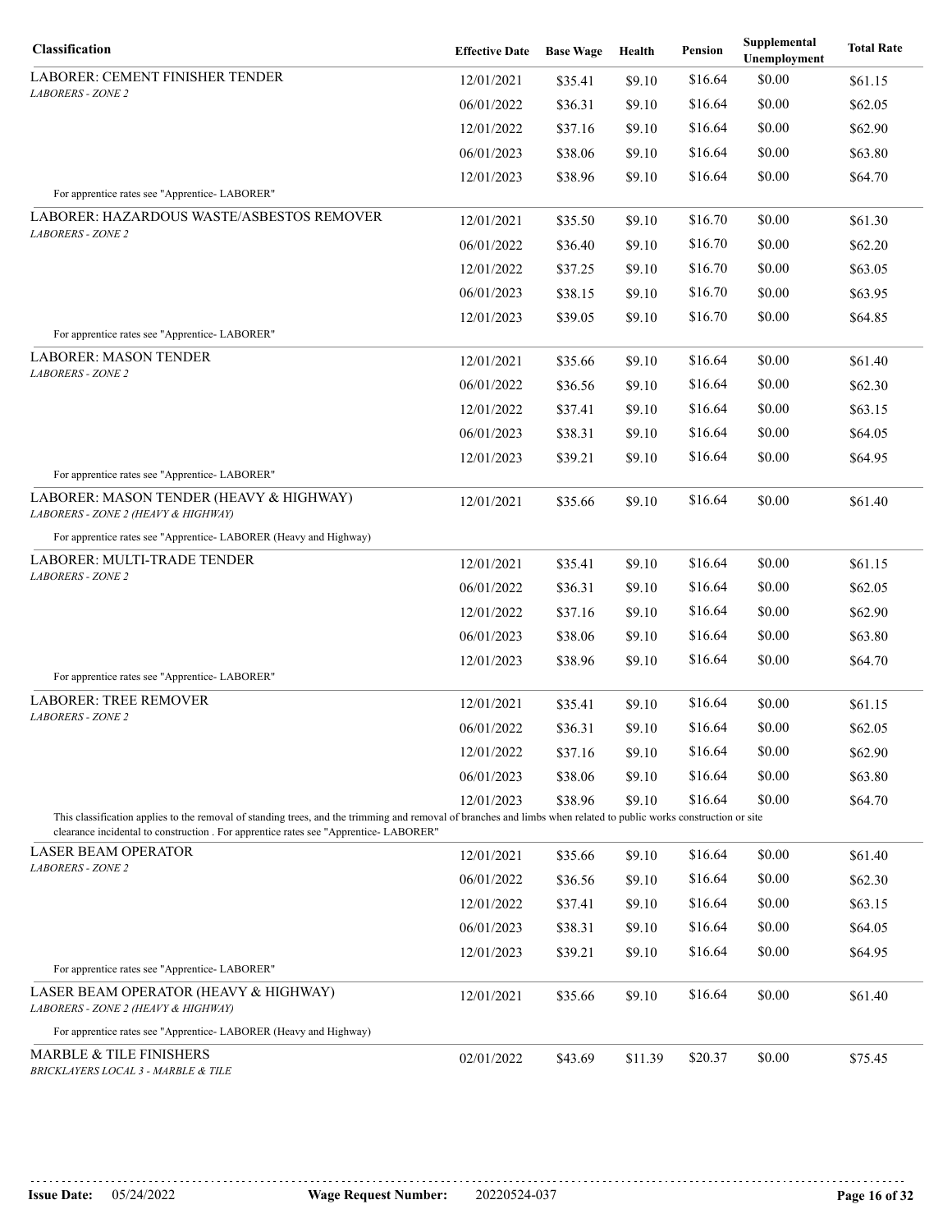| Classification | Effective Date | Base Wage | Health | Pension | Supplemental Unemployment | Total Rate |
|---|---|---|---|---|---|---|
| LABORER: CEMENT FINISHER TENDER<br>*LABORERS - ZONE 2* | 12/01/2021 | $35.41 | $9.10 | $16.64 | $0.00 | $61.15 |
| | 06/01/2022 | $36.31 | $9.10 | $16.64 | $0.00 | $62.05 |
| | 12/01/2022 | $37.16 | $9.10 | $16.64 | $0.00 | $62.90 |
| | 06/01/2023 | $38.06 | $9.10 | $16.64 | $0.00 | $63.80 |
| | 12/01/2023 | $38.96 | $9.10 | $16.64 | $0.00 | $64.70 |
| For apprentice rates see "Apprentice- LABORER" | | | | | | |
| LABORER: HAZARDOUS WASTE/ASBESTOS REMOVER<br>*LABORERS - ZONE 2* | 12/01/2021 | $35.50 | $9.10 | $16.70 | $0.00 | $61.30 |
| | 06/01/2022 | $36.40 | $9.10 | $16.70 | $0.00 | $62.20 |
| | 12/01/2022 | $37.25 | $9.10 | $16.70 | $0.00 | $63.05 |
| | 06/01/2023 | $38.15 | $9.10 | $16.70 | $0.00 | $63.95 |
| | 12/01/2023 | $39.05 | $9.10 | $16.70 | $0.00 | $64.85 |
| For apprentice rates see "Apprentice- LABORER" | | | | | | |
| LABORER: MASON TENDER<br>*LABORERS - ZONE 2* | 12/01/2021 | $35.66 | $9.10 | $16.64 | $0.00 | $61.40 |
| | 06/01/2022 | $36.56 | $9.10 | $16.64 | $0.00 | $62.30 |
| | 12/01/2022 | $37.41 | $9.10 | $16.64 | $0.00 | $63.15 |
| | 06/01/2023 | $38.31 | $9.10 | $16.64 | $0.00 | $64.05 |
| | 12/01/2023 | $39.21 | $9.10 | $16.64 | $0.00 | $64.95 |
| For apprentice rates see "Apprentice- LABORER" | | | | | | |
| LABORER: MASON TENDER (HEAVY & HIGHWAY)<br>*LABORERS - ZONE 2 (HEAVY & HIGHWAY)* | 12/01/2021 | $35.66 | $9.10 | $16.64 | $0.00 | $61.40 |
| For apprentice rates see "Apprentice- LABORER (Heavy and Highway) | | | | | | |
| LABORER: MULTI-TRADE TENDER<br>*LABORERS - ZONE 2* | 12/01/2021 | $35.41 | $9.10 | $16.64 | $0.00 | $61.15 |
| | 06/01/2022 | $36.31 | $9.10 | $16.64 | $0.00 | $62.05 |
| | 12/01/2022 | $37.16 | $9.10 | $16.64 | $0.00 | $62.90 |
| | 06/01/2023 | $38.06 | $9.10 | $16.64 | $0.00 | $63.80 |
| | 12/01/2023 | $38.96 | $9.10 | $16.64 | $0.00 | $64.70 |
| For apprentice rates see "Apprentice- LABORER" | | | | | | |
| LABORER: TREE REMOVER<br>*LABORERS - ZONE 2* | 12/01/2021 | $35.41 | $9.10 | $16.64 | $0.00 | $61.15 |
| | 06/01/2022 | $36.31 | $9.10 | $16.64 | $0.00 | $62.05 |
| | 12/01/2022 | $37.16 | $9.10 | $16.64 | $0.00 | $62.90 |
| | 06/01/2023 | $38.06 | $9.10 | $16.64 | $0.00 | $63.80 |
| | 12/01/2023 | $38.96 | $9.10 | $16.64 | $0.00 | $64.70 |
| This classification applies to the removal of standing trees, and the trimming and removal of branches and limbs when related to public works construction or site clearance incidental to construction . For apprentice rates see "Apprentice- LABORER" | | | | | | |
| LASER BEAM OPERATOR<br>*LABORERS - ZONE 2* | 12/01/2021 | $35.66 | $9.10 | $16.64 | $0.00 | $61.40 |
| | 06/01/2022 | $36.56 | $9.10 | $16.64 | $0.00 | $62.30 |
| | 12/01/2022 | $37.41 | $9.10 | $16.64 | $0.00 | $63.15 |
| | 06/01/2023 | $38.31 | $9.10 | $16.64 | $0.00 | $64.05 |
| | 12/01/2023 | $39.21 | $9.10 | $16.64 | $0.00 | $64.95 |
| For apprentice rates see "Apprentice- LABORER" | | | | | | |
| LASER BEAM OPERATOR (HEAVY & HIGHWAY)<br>*LABORERS - ZONE 2 (HEAVY & HIGHWAY)* | 12/01/2021 | $35.66 | $9.10 | $16.64 | $0.00 | $61.40 |
| For apprentice rates see "Apprentice- LABORER (Heavy and Highway) | | | | | | |
| MARBLE & TILE FINISHERS<br>*BRICKLAYERS LOCAL 3 - MARBLE & TILE* | 02/01/2022 | $43.69 | $11.39 | $20.37 | $0.00 | $75.45 |

**Issue Date:** 05/24/2022 **Wage Request Number:** 20220524-037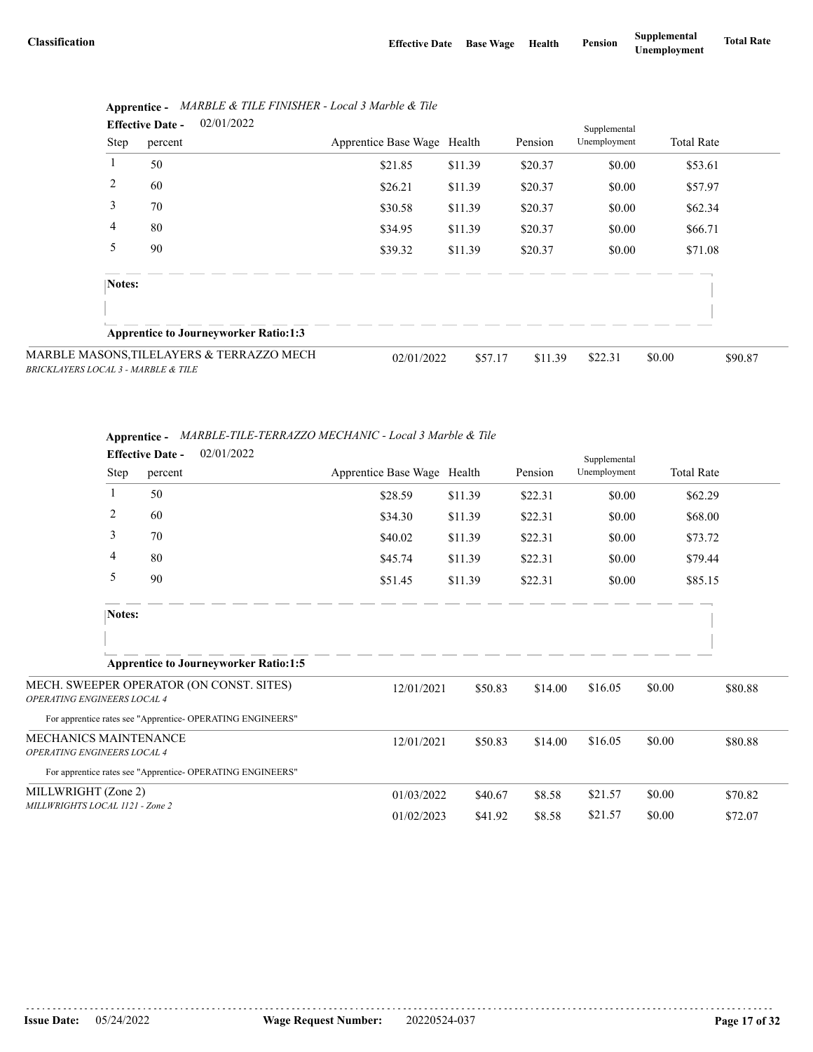| Classification | Effective Date | Base Wage | Health | Pension | Supplemental Unemployment | Total Rate |
|---|---|---|---|---|---|---|

**Apprentice -** *MARBLE & TILE FINISHER - Local 3 Marble & Tile*

**Effective Date -** 02/01/2022

| Step | percent | Apprentice Base Wage | Health | Pension | Supplemental Unemployment | Total Rate |
|---|---|---|---|---|---|---|
| 1 | 50 | $21.85 | $11.39 | $20.37 | $0.00 | $53.61 |
| 2 | 60 | $26.21 | $11.39 | $20.37 | $0.00 | $57.97 |
| 3 | 70 | $30.58 | $11.39 | $20.37 | $0.00 | $62.34 |
| 4 | 80 | $34.95 | $11.39 | $20.37 | $0.00 | $66.71 |
| 5 | 90 | $39.32 | $11.39 | $20.37 | $0.00 | $71.08 |

**Notes:**

**Apprentice to Journeyworker Ratio:1:3**

| Classification | Effective Date | Base Wage | Health | Pension | Supplemental Unemployment | Total Rate |
|---|---|---|---|---|---|---|
| MARBLE MASONS,TILELAYERS & TERRAZZO MECH<br>*BRICKLAYERS LOCAL 3 - MARBLE & TILE* | 02/01/2022 | $57.17 | $11.39 | $22.31 | $0.00 | $90.87 |

**Apprentice -** *MARBLE-TILE-TERRAZZO MECHANIC - Local 3 Marble & Tile*

**Effective Date -** 02/01/2022

| Step | percent | Apprentice Base Wage | Health | Pension | Supplemental Unemployment | Total Rate |
|---|---|---|---|---|---|---|
| 1 | 50 | $28.59 | $11.39 | $22.31 | $0.00 | $62.29 |
| 2 | 60 | $34.30 | $11.39 | $22.31 | $0.00 | $68.00 |
| 3 | 70 | $40.02 | $11.39 | $22.31 | $0.00 | $73.72 |
| 4 | 80 | $45.74 | $11.39 | $22.31 | $0.00 | $79.44 |
| 5 | 90 | $51.45 | $11.39 | $22.31 | $0.00 | $85.15 |

**Notes:**

**Apprentice to Journeyworker Ratio:1:5**

| Classification | Effective Date | Base Wage | Health | Pension | Supplemental Unemployment | Total Rate |
|---|---|---|---|---|---|---|
| MECH. SWEEPER OPERATOR (ON CONST. SITES)<br>*OPERATING ENGINEERS LOCAL 4* | 12/01/2021 | $50.83 | $14.00 | $16.05 | $0.00 | $80.88 |

For apprentice rates see "Apprentice- OPERATING ENGINEERS"

| Classification | Effective Date | Base Wage | Health | Pension | Supplemental Unemployment | Total Rate |
|---|---|---|---|---|---|---|
| MECHANICS MAINTENANCE<br>*OPERATING ENGINEERS LOCAL 4* | 12/01/2021 | $50.83 | $14.00 | $16.05 | $0.00 | $80.88 |

For apprentice rates see "Apprentice- OPERATING ENGINEERS"

| Classification | Effective Date | Base Wage | Health | Pension | Supplemental Unemployment | Total Rate |
|---|---|---|---|---|---|---|
| MILLWRIGHT (Zone 2)<br>*MILLWRIGHTS LOCAL 1121 - Zone 2* | 01/03/2022 | $40.67 | $8.58 | $21.57 | $0.00 | $70.82 |
| | 01/02/2023 | $41.92 | $8.58 | $21.57 | $0.00 | $72.07 |

**Issue Date:** 05/24/2022 **Wage Request Number:** 20220524-037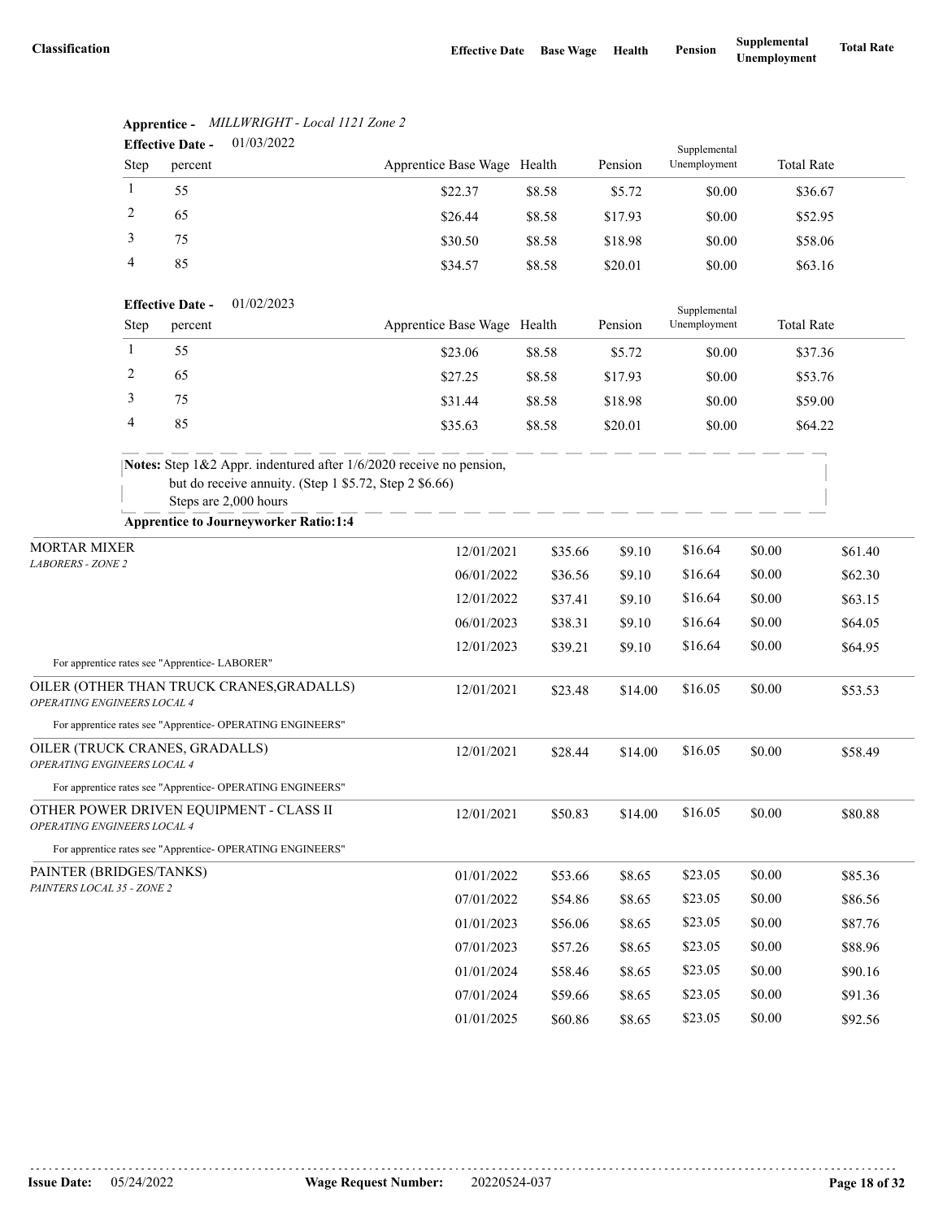| Classification | Effective Date | Base Wage | Health | Pension | Supplemental Unemployment | Total Rate |
|---|---|---|---|---|---|---|

**Apprentice -** *MILLWRIGHT - Local 1121 Zone 2*

**Effective Date -** 01/03/2022

| Step | percent | Apprentice Base Wage | Health | Pension | Supplemental Unemployment | Total Rate |
|---|---|---|---|---|---|---|
| 1 | 55 | $22.37 | $8.58 | $5.72 | $0.00 | $36.67 |
| 2 | 65 | $26.44 | $8.58 | $17.93 | $0.00 | $52.95 |
| 3 | 75 | $30.50 | $8.58 | $18.98 | $0.00 | $58.06 |
| 4 | 85 | $34.57 | $8.58 | $20.01 | $0.00 | $63.16 |

**Effective Date -** 01/02/2023

| Step | percent | Apprentice Base Wage | Health | Pension | Supplemental Unemployment | Total Rate |
|---|---|---|---|---|---|---|
| 1 | 55 | $23.06 | $8.58 | $5.72 | $0.00 | $37.36 |
| 2 | 65 | $27.25 | $8.58 | $17.93 | $0.00 | $53.76 |
| 3 | 75 | $31.44 | $8.58 | $18.98 | $0.00 | $59.00 |
| 4 | 85 | $35.63 | $8.58 | $20.01 | $0.00 | $64.22 |

**Notes:** Step 1&2 Appr. indentured after 1/6/2020 receive no pension, but do receive annuity. (Step 1 $5.72, Step 2 $6.66)
Steps are 2,000 hours

**Apprentice to Journeyworker Ratio:1:4**

| Classification | Effective Date | Base Wage | Health | Pension | Supplemental Unemployment | Total Rate |
|---|---|---|---|---|---|---|
| MORTAR MIXER *LABORERS - ZONE 2* | 12/01/2021 | $35.66 | $9.10 | $16.64 | $0.00 | $61.40 |
| | 06/01/2022 | $36.56 | $9.10 | $16.64 | $0.00 | $62.30 |
| | 12/01/2022 | $37.41 | $9.10 | $16.64 | $0.00 | $63.15 |
| | 06/01/2023 | $38.31 | $9.10 | $16.64 | $0.00 | $64.05 |
| | 12/01/2023 | $39.21 | $9.10 | $16.64 | $0.00 | $64.95 |
| For apprentice rates see "Apprentice- LABORER" | | | | | | |
| OILER (OTHER THAN TRUCK CRANES,GRADALLS) *OPERATING ENGINEERS LOCAL 4* | 12/01/2021 | $23.48 | $14.00 | $16.05 | $0.00 | $53.53 |
| For apprentice rates see "Apprentice- OPERATING ENGINEERS" | | | | | | |
| OILER (TRUCK CRANES, GRADALLS) *OPERATING ENGINEERS LOCAL 4* | 12/01/2021 | $28.44 | $14.00 | $16.05 | $0.00 | $58.49 |
| For apprentice rates see "Apprentice- OPERATING ENGINEERS" | | | | | | |
| OTHER POWER DRIVEN EQUIPMENT - CLASS II *OPERATING ENGINEERS LOCAL 4* | 12/01/2021 | $50.83 | $14.00 | $16.05 | $0.00 | $80.88 |
| For apprentice rates see "Apprentice- OPERATING ENGINEERS" | | | | | | |
| PAINTER (BRIDGES/TANKS) *PAINTERS LOCAL 35 - ZONE 2* | 01/01/2022 | $53.66 | $8.65 | $23.05 | $0.00 | $85.36 |
| | 07/01/2022 | $54.86 | $8.65 | $23.05 | $0.00 | $86.56 |
| | 01/01/2023 | $56.06 | $8.65 | $23.05 | $0.00 | $87.76 |
| | 07/01/2023 | $57.26 | $8.65 | $23.05 | $0.00 | $88.96 |
| | 01/01/2024 | $58.46 | $8.65 | $23.05 | $0.00 | $90.16 |
| | 07/01/2024 | $59.66 | $8.65 | $23.05 | $0.00 | $91.36 |
| | 01/01/2025 | $60.86 | $8.65 | $23.05 | $0.00 | $92.56 |

**Issue Date:** 05/24/2022 **Wage Request Number:** 20220524-037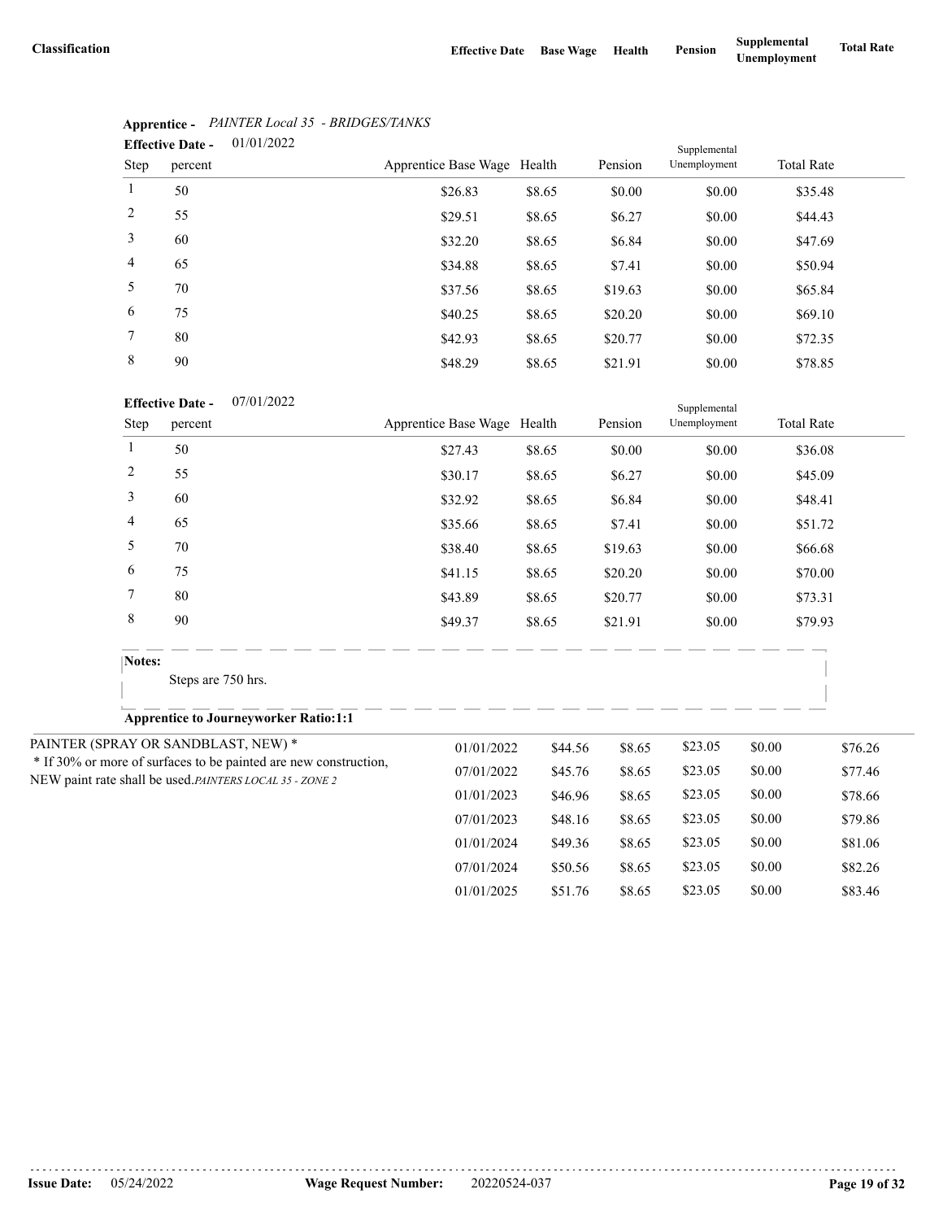| Classification | Effective Date | Base Wage | Health | Pension | Supplemental Unemployment | Total Rate |
|---|---|---|---|---|---|---|

**Apprentice -** *PAINTER Local 35 - BRIDGES/TANKS*

**Effective Date -** 01/01/2022

| Step | percent | Apprentice Base Wage | Health | Pension | Supplemental Unemployment | Total Rate |
|---|---|---|---|---|---|---|
| 1 | 50 | $26.83 | $8.65 | $0.00 | $0.00 | $35.48 |
| 2 | 55 | $29.51 | $8.65 | $6.27 | $0.00 | $44.43 |
| 3 | 60 | $32.20 | $8.65 | $6.84 | $0.00 | $47.69 |
| 4 | 65 | $34.88 | $8.65 | $7.41 | $0.00 | $50.94 |
| 5 | 70 | $37.56 | $8.65 | $19.63 | $0.00 | $65.84 |
| 6 | 75 | $40.25 | $8.65 | $20.20 | $0.00 | $69.10 |
| 7 | 80 | $42.93 | $8.65 | $20.77 | $0.00 | $72.35 |
| 8 | 90 | $48.29 | $8.65 | $21.91 | $0.00 | $78.85 |

**Effective Date -** 07/01/2022

| Step | percent | Apprentice Base Wage | Health | Pension | Supplemental Unemployment | Total Rate |
|---|---|---|---|---|---|---|
| 1 | 50 | $27.43 | $8.65 | $0.00 | $0.00 | $36.08 |
| 2 | 55 | $30.17 | $8.65 | $6.27 | $0.00 | $45.09 |
| 3 | 60 | $32.92 | $8.65 | $6.84 | $0.00 | $48.41 |
| 4 | 65 | $35.66 | $8.65 | $7.41 | $0.00 | $51.72 |
| 5 | 70 | $38.40 | $8.65 | $19.63 | $0.00 | $66.68 |
| 6 | 75 | $41.15 | $8.65 | $20.20 | $0.00 | $70.00 |
| 7 | 80 | $43.89 | $8.65 | $20.77 | $0.00 | $73.31 |
| 8 | 90 | $49.37 | $8.65 | $21.91 | $0.00 | $79.93 |

**Notes:**

Steps are 750 hrs.

**Apprentice to Journeyworker Ratio:1:1**

| Classification | Effective Date | Base Wage | Health | Pension | Supplemental Unemployment | Total Rate |
|---|---|---|---|---|---|---|
| PAINTER (SPRAY OR SANDBLAST, NEW) * <br> * If 30% or more of surfaces to be painted are new construction, NEW paint rate shall be used. *PAINTERS LOCAL 35 - ZONE 2* | 01/01/2022 | $44.56 | $8.65 | $23.05 | $0.00 | $76.26 |
| | 07/01/2022 | $45.76 | $8.65 | $23.05 | $0.00 | $77.46 |
| | 01/01/2023 | $46.96 | $8.65 | $23.05 | $0.00 | $78.66 |
| | 07/01/2023 | $48.16 | $8.65 | $23.05 | $0.00 | $79.86 |
| | 01/01/2024 | $49.36 | $8.65 | $23.05 | $0.00 | $81.06 |
| | 07/01/2024 | $50.56 | $8.65 | $23.05 | $0.00 | $82.26 |
| | 01/01/2025 | $51.76 | $8.65 | $23.05 | $0.00 | $83.46 |

**Issue Date:** 05/24/2022 **Wage Request Number:** 20220524-037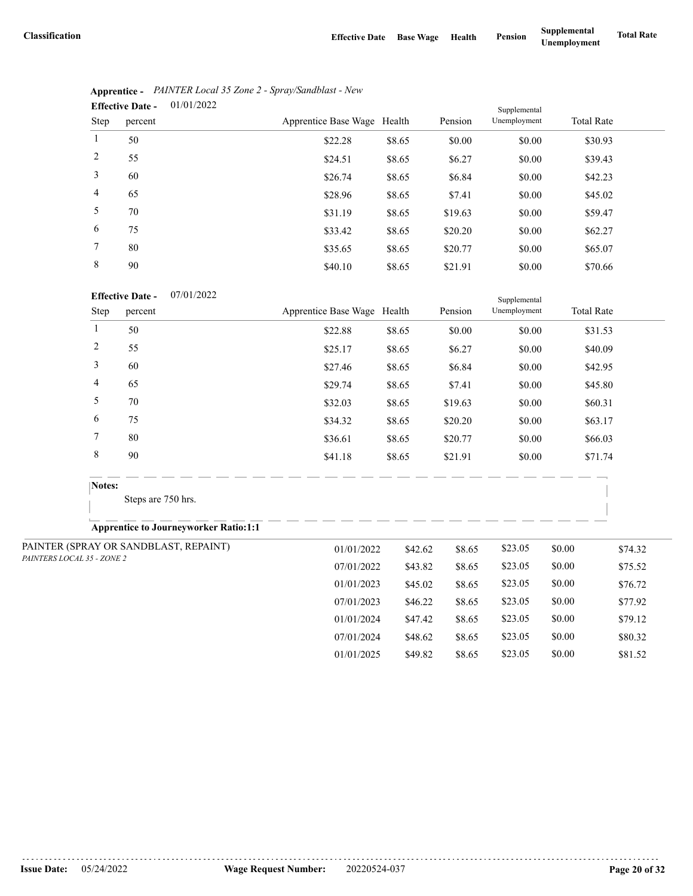| Classification | Effective Date | Base Wage | Health | Pension | Supplemental Unemployment | Total Rate |
|---|---|---|---|---|---|---|

**Apprentice -** *PAINTER Local 35 Zone 2 - Spray/Sandblast - New*

**Effective Date -** 01/01/2022

| Step | percent | Apprentice Base Wage | Health | Pension | Supplemental Unemployment | Total Rate |
|---|---|---|---|---|---|---|
| 1 | 50 | $22.28 | $8.65 | $0.00 | $0.00 | $30.93 |
| 2 | 55 | $24.51 | $8.65 | $6.27 | $0.00 | $39.43 |
| 3 | 60 | $26.74 | $8.65 | $6.84 | $0.00 | $42.23 |
| 4 | 65 | $28.96 | $8.65 | $7.41 | $0.00 | $45.02 |
| 5 | 70 | $31.19 | $8.65 | $19.63 | $0.00 | $59.47 |
| 6 | 75 | $33.42 | $8.65 | $20.20 | $0.00 | $62.27 |
| 7 | 80 | $35.65 | $8.65 | $20.77 | $0.00 | $65.07 |
| 8 | 90 | $40.10 | $8.65 | $21.91 | $0.00 | $70.66 |

**Effective Date -** 07/01/2022

| Step | percent | Apprentice Base Wage | Health | Pension | Supplemental Unemployment | Total Rate |
|---|---|---|---|---|---|---|
| 1 | 50 | $22.88 | $8.65 | $0.00 | $0.00 | $31.53 |
| 2 | 55 | $25.17 | $8.65 | $6.27 | $0.00 | $40.09 |
| 3 | 60 | $27.46 | $8.65 | $6.84 | $0.00 | $42.95 |
| 4 | 65 | $29.74 | $8.65 | $7.41 | $0.00 | $45.80 |
| 5 | 70 | $32.03 | $8.65 | $19.63 | $0.00 | $60.31 |
| 6 | 75 | $34.32 | $8.65 | $20.20 | $0.00 | $63.17 |
| 7 | 80 | $36.61 | $8.65 | $20.77 | $0.00 | $66.03 |
| 8 | 90 | $41.18 | $8.65 | $21.91 | $0.00 | $71.74 |

**Notes:**

Steps are 750 hrs.

**Apprentice to Journeyworker Ratio:1:1**

| Classification | Effective Date | Base Wage | Health | Pension | Supplemental Unemployment | Total Rate |
|---|---|---|---|---|---|---|
| PAINTER (SPRAY OR SANDBLAST, REPAINT) *PAINTERS LOCAL 35 - ZONE 2* | 01/01/2022 | $42.62 | $8.65 | $23.05 | $0.00 | $74.32 |
| | 07/01/2022 | $43.82 | $8.65 | $23.05 | $0.00 | $75.52 |
| | 01/01/2023 | $45.02 | $8.65 | $23.05 | $0.00 | $76.72 |
| | 07/01/2023 | $46.22 | $8.65 | $23.05 | $0.00 | $77.92 |
| | 01/01/2024 | $47.42 | $8.65 | $23.05 | $0.00 | $79.12 |
| | 07/01/2024 | $48.62 | $8.65 | $23.05 | $0.00 | $80.32 |
| | 01/01/2025 | $49.82 | $8.65 | $23.05 | $0.00 | $81.52 |

**Issue Date:** 05/24/2022 **Wage Request Number:** 20220524-037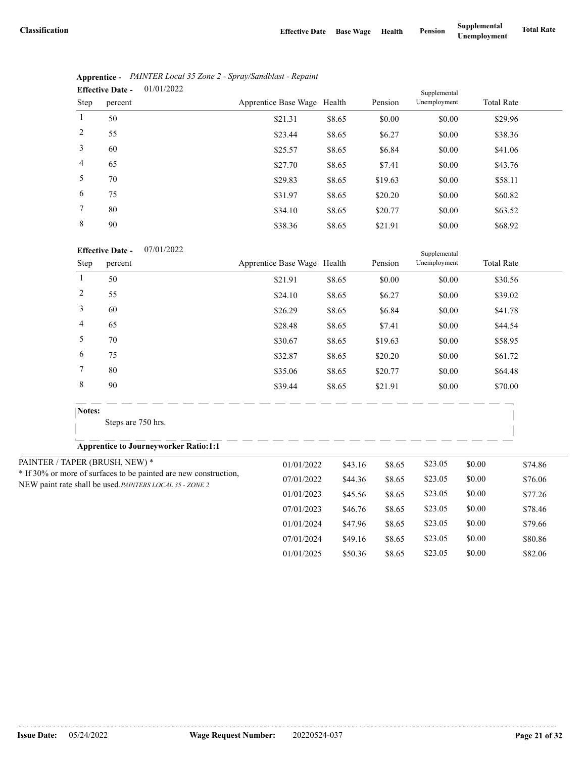| Classification | Effective Date | Base Wage | Health | Pension | Supplemental Unemployment | Total Rate |
|---|---|---|---|---|---|---|

**Apprentice -** *PAINTER Local 35 Zone 2 - Spray/Sandblast - Repaint*

**Effective Date -** 01/01/2022

| Step | percent | Apprentice Base Wage | Health | Pension | Supplemental Unemployment | Total Rate |
|---|---|---|---|---|---|---|
| 1 | 50 | $21.31 | $8.65 | $0.00 | $0.00 | $29.96 |
| 2 | 55 | $23.44 | $8.65 | $6.27 | $0.00 | $38.36 |
| 3 | 60 | $25.57 | $8.65 | $6.84 | $0.00 | $41.06 |
| 4 | 65 | $27.70 | $8.65 | $7.41 | $0.00 | $43.76 |
| 5 | 70 | $29.83 | $8.65 | $19.63 | $0.00 | $58.11 |
| 6 | 75 | $31.97 | $8.65 | $20.20 | $0.00 | $60.82 |
| 7 | 80 | $34.10 | $8.65 | $20.77 | $0.00 | $63.52 |
| 8 | 90 | $38.36 | $8.65 | $21.91 | $0.00 | $68.92 |

**Effective Date -** 07/01/2022

| Step | percent | Apprentice Base Wage | Health | Pension | Supplemental Unemployment | Total Rate |
|---|---|---|---|---|---|---|
| 1 | 50 | $21.91 | $8.65 | $0.00 | $0.00 | $30.56 |
| 2 | 55 | $24.10 | $8.65 | $6.27 | $0.00 | $39.02 |
| 3 | 60 | $26.29 | $8.65 | $6.84 | $0.00 | $41.78 |
| 4 | 65 | $28.48 | $8.65 | $7.41 | $0.00 | $44.54 |
| 5 | 70 | $30.67 | $8.65 | $19.63 | $0.00 | $58.95 |
| 6 | 75 | $32.87 | $8.65 | $20.20 | $0.00 | $61.72 |
| 7 | 80 | $35.06 | $8.65 | $20.77 | $0.00 | $64.48 |
| 8 | 90 | $39.44 | $8.65 | $21.91 | $0.00 | $70.00 |

**Notes:**

Steps are 750 hrs.

**Apprentice to Journeyworker Ratio:1:1**

| Classification | Effective Date | Base Wage | Health | Pension | Supplemental Unemployment | Total Rate |
|---|---|---|---|---|---|---|
| PAINTER / TAPER (BRUSH, NEW) * <br> * If 30% or more of surfaces to be painted are new construction, NEW paint rate shall be used. *PAINTERS LOCAL 35 - ZONE 2* | 01/01/2022 | $43.16 | $8.65 | $23.05 | $0.00 | $74.86 |
| | 07/01/2022 | $44.36 | $8.65 | $23.05 | $0.00 | $76.06 |
| | 01/01/2023 | $45.56 | $8.65 | $23.05 | $0.00 | $77.26 |
| | 07/01/2023 | $46.76 | $8.65 | $23.05 | $0.00 | $78.46 |
| | 01/01/2024 | $47.96 | $8.65 | $23.05 | $0.00 | $79.66 |
| | 07/01/2024 | $49.16 | $8.65 | $23.05 | $0.00 | $80.86 |
| | 01/01/2025 | $50.36 | $8.65 | $23.05 | $0.00 | $82.06 |

**Issue Date:** 05/24/2022 **Wage Request Number:** 20220524-037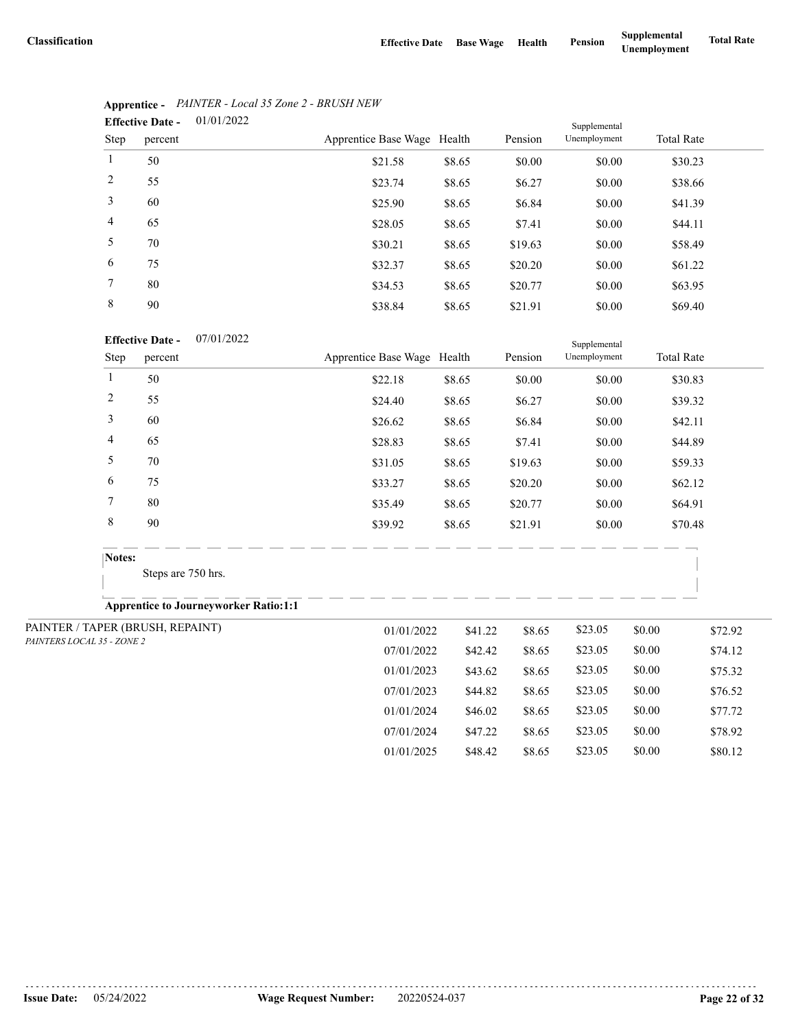| Classification | Effective Date | Base Wage | Health | Pension | Supplemental Unemployment | Total Rate |
|---|---|---|---|---|---|---|

**Apprentice -** *PAINTER - Local 35 Zone 2 - BRUSH NEW*

**Effective Date -** 01/01/2022

| Step | percent | Apprentice Base Wage | Health | Pension | Supplemental Unemployment | Total Rate |
|---|---|---|---|---|---|---|
| 1 | 50 | $21.58 | $8.65 | $0.00 | $0.00 | $30.23 |
| 2 | 55 | $23.74 | $8.65 | $6.27 | $0.00 | $38.66 |
| 3 | 60 | $25.90 | $8.65 | $6.84 | $0.00 | $41.39 |
| 4 | 65 | $28.05 | $8.65 | $7.41 | $0.00 | $44.11 |
| 5 | 70 | $30.21 | $8.65 | $19.63 | $0.00 | $58.49 |
| 6 | 75 | $32.37 | $8.65 | $20.20 | $0.00 | $61.22 |
| 7 | 80 | $34.53 | $8.65 | $20.77 | $0.00 | $63.95 |
| 8 | 90 | $38.84 | $8.65 | $21.91 | $0.00 | $69.40 |

**Effective Date -** 07/01/2022

| Step | percent | Apprentice Base Wage | Health | Pension | Supplemental Unemployment | Total Rate |
|---|---|---|---|---|---|---|
| 1 | 50 | $22.18 | $8.65 | $0.00 | $0.00 | $30.83 |
| 2 | 55 | $24.40 | $8.65 | $6.27 | $0.00 | $39.32 |
| 3 | 60 | $26.62 | $8.65 | $6.84 | $0.00 | $42.11 |
| 4 | 65 | $28.83 | $8.65 | $7.41 | $0.00 | $44.89 |
| 5 | 70 | $31.05 | $8.65 | $19.63 | $0.00 | $59.33 |
| 6 | 75 | $33.27 | $8.65 | $20.20 | $0.00 | $62.12 |
| 7 | 80 | $35.49 | $8.65 | $20.77 | $0.00 | $64.91 |
| 8 | 90 | $39.92 | $8.65 | $21.91 | $0.00 | $70.48 |

**Notes:**

Steps are 750 hrs.

**Apprentice to Journeyworker Ratio:1:1**

| Classification | Effective Date | Base Wage | Health | Pension | Supplemental Unemployment | Total Rate |
|---|---|---|---|---|---|---|
| PAINTER / TAPER (BRUSH, REPAINT) *PAINTERS LOCAL 35 - ZONE 2* | 01/01/2022 | $41.22 | $8.65 | $23.05 | $0.00 | $72.92 |
| | 07/01/2022 | $42.42 | $8.65 | $23.05 | $0.00 | $74.12 |
| | 01/01/2023 | $43.62 | $8.65 | $23.05 | $0.00 | $75.32 |
| | 07/01/2023 | $44.82 | $8.65 | $23.05 | $0.00 | $76.52 |
| | 01/01/2024 | $46.02 | $8.65 | $23.05 | $0.00 | $77.72 |
| | 07/01/2024 | $47.22 | $8.65 | $23.05 | $0.00 | $78.92 |
| | 01/01/2025 | $48.42 | $8.65 | $23.05 | $0.00 | $80.12 |

**Issue Date:** 05/24/2022 **Wage Request Number:** 20220524-037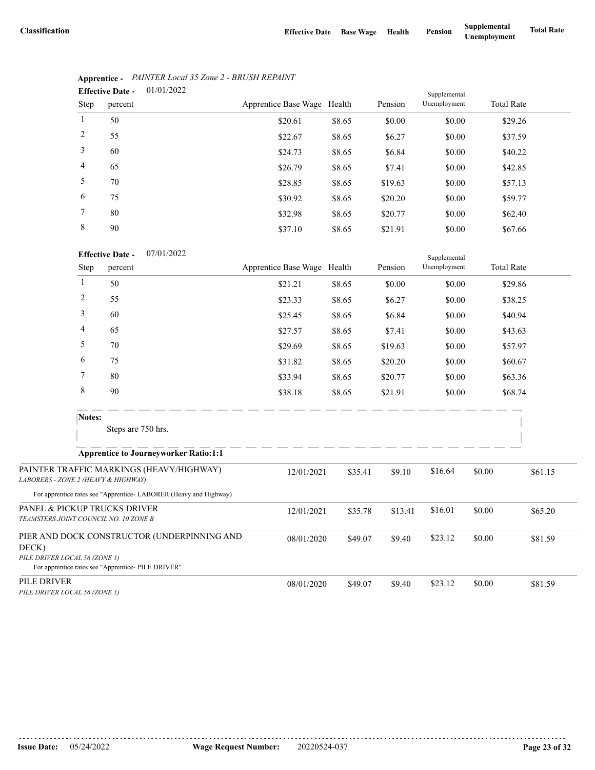| Classification | Effective Date | Base Wage | Health | Pension | Supplemental Unemployment | Total Rate |
|---|---|---|---|---|---|---|

**Apprentice -** *PAINTER Local 35 Zone 2 - BRUSH REPAINT*

**Effective Date -** 01/01/2022

| Step | percent | Apprentice Base Wage | Health | Pension | Supplemental Unemployment | Total Rate |
|---|---|---|---|---|---|---|
| 1 | 50 | $20.61 | $8.65 | $0.00 | $0.00 | $29.26 |
| 2 | 55 | $22.67 | $8.65 | $6.27 | $0.00 | $37.59 |
| 3 | 60 | $24.73 | $8.65 | $6.84 | $0.00 | $40.22 |
| 4 | 65 | $26.79 | $8.65 | $7.41 | $0.00 | $42.85 |
| 5 | 70 | $28.85 | $8.65 | $19.63 | $0.00 | $57.13 |
| 6 | 75 | $30.92 | $8.65 | $20.20 | $0.00 | $59.77 |
| 7 | 80 | $32.98 | $8.65 | $20.77 | $0.00 | $62.40 |
| 8 | 90 | $37.10 | $8.65 | $21.91 | $0.00 | $67.66 |

**Effective Date -** 07/01/2022

| Step | percent | Apprentice Base Wage | Health | Pension | Supplemental Unemployment | Total Rate |
|---|---|---|---|---|---|---|
| 1 | 50 | $21.21 | $8.65 | $0.00 | $0.00 | $29.86 |
| 2 | 55 | $23.33 | $8.65 | $6.27 | $0.00 | $38.25 |
| 3 | 60 | $25.45 | $8.65 | $6.84 | $0.00 | $40.94 |
| 4 | 65 | $27.57 | $8.65 | $7.41 | $0.00 | $43.63 |
| 5 | 70 | $29.69 | $8.65 | $19.63 | $0.00 | $57.97 |
| 6 | 75 | $31.82 | $8.65 | $20.20 | $0.00 | $60.67 |
| 7 | 80 | $33.94 | $8.65 | $20.77 | $0.00 | $63.36 |
| 8 | 90 | $38.18 | $8.65 | $21.91 | $0.00 | $68.74 |

**Notes:**

Steps are 750 hrs.

**Apprentice to Journeyworker Ratio:1:1**

| Classification | Effective Date | Base Wage | Health | Pension | Supplemental Unemployment | Total Rate |
|---|---|---|---|---|---|---|
| PAINTER TRAFFIC MARKINGS (HEAVY/HIGHWAY)<br>*LABORERS - ZONE 2 (HEAVY & HIGHWAY)*<br>For apprentice rates see "Apprentice- LABORER (Heavy and Highway) | 12/01/2021 | $35.41 | $9.10 | $16.64 | $0.00 | $61.15 |
| PANEL & PICKUP TRUCKS DRIVER<br>*TEAMSTERS JOINT COUNCIL NO. 10 ZONE B* | 12/01/2021 | $35.78 | $13.41 | $16.01 | $0.00 | $65.20 |
| PIER AND DOCK CONSTRUCTOR (UNDERPINNING AND DECK)<br>*PILE DRIVER LOCAL 56 (ZONE 1)*<br>For apprentice rates see "Apprentice- PILE DRIVER" | 08/01/2020 | $49.07 | $9.40 | $23.12 | $0.00 | $81.59 |
| PILE DRIVER<br>*PILE DRIVER LOCAL 56 (ZONE 1)* | 08/01/2020 | $49.07 | $9.40 | $23.12 | $0.00 | $81.59 |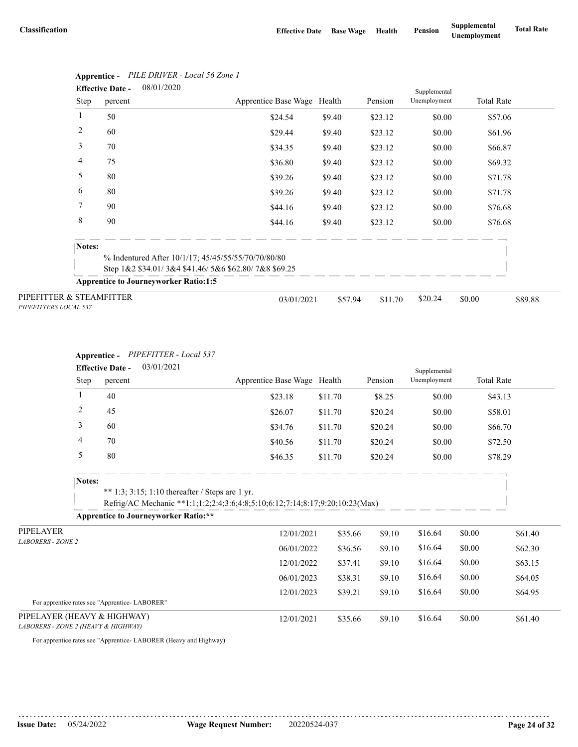| Classification | Effective Date | Base Wage | Health | Pension | Supplemental Unemployment | Total Rate |
|---|---|---|---|---|---|---|

**Apprentice -** *PILE DRIVER - Local 56 Zone 1*

**Effective Date -** 08/01/2020

| Step | percent | Apprentice Base Wage | Health | Pension | Supplemental Unemployment | Total Rate |
|---|---|---|---|---|---|---|
| 1 | 50 | $24.54 | $9.40 | $23.12 | $0.00 | $57.06 |
| 2 | 60 | $29.44 | $9.40 | $23.12 | $0.00 | $61.96 |
| 3 | 70 | $34.35 | $9.40 | $23.12 | $0.00 | $66.87 |
| 4 | 75 | $36.80 | $9.40 | $23.12 | $0.00 | $69.32 |
| 5 | 80 | $39.26 | $9.40 | $23.12 | $0.00 | $71.78 |
| 6 | 80 | $39.26 | $9.40 | $23.12 | $0.00 | $71.78 |
| 7 | 90 | $44.16 | $9.40 | $23.12 | $0.00 | $76.68 |
| 8 | 90 | $44.16 | $9.40 | $23.12 | $0.00 | $76.68 |

**Notes:**

% Indentured After 10/1/17; 45/45/55/55/70/70/80/80
Step 1&2 $34.01/ 3&4 $41.46/ 5&6 $62.80/ 7&8 $69.25

**Apprentice to Journeyworker Ratio:1:5**

| Classification | Effective Date | Base Wage | Health | Pension | Supplemental Unemployment | Total Rate |
|---|---|---|---|---|---|---|
| PIPEFITTER & STEAMFITTER *PIPEFITTERS LOCAL 537* | 03/01/2021 | $57.94 | $11.70 | $20.24 | $0.00 | $89.88 |

**Apprentice -** *PIPEFITTER - Local 537*

**Effective Date -** 03/01/2021

| Step | percent | Apprentice Base Wage | Health | Pension | Supplemental Unemployment | Total Rate |
|---|---|---|---|---|---|---|
| 1 | 40 | $23.18 | $11.70 | $8.25 | $0.00 | $43.13 |
| 2 | 45 | $26.07 | $11.70 | $20.24 | $0.00 | $58.01 |
| 3 | 60 | $34.76 | $11.70 | $20.24 | $0.00 | $66.70 |
| 4 | 70 | $40.56 | $11.70 | $20.24 | $0.00 | $72.50 |
| 5 | 80 | $46.35 | $11.70 | $20.24 | $0.00 | $78.29 |

**Notes:**

** 1:3; 3:15; 1:10 thereafter / Steps are 1 yr.
Refrig/AC Mechanic **1:1;1:2;2:4;3:6;4:8;5:10;6:12;7:14;8:17;9:20;10:23(Max)

**Apprentice to Journeyworker Ratio:****

| Classification | Effective Date | Base Wage | Health | Pension | Supplemental Unemployment | Total Rate |
|---|---|---|---|---|---|---|
| PIPELAYER *LABORERS - ZONE 2* | 12/01/2021 | $35.66 | $9.10 | $16.64 | $0.00 | $61.40 |
| | 06/01/2022 | $36.56 | $9.10 | $16.64 | $0.00 | $62.30 |
| | 12/01/2022 | $37.41 | $9.10 | $16.64 | $0.00 | $63.15 |
| | 06/01/2023 | $38.31 | $9.10 | $16.64 | $0.00 | $64.05 |
| | 12/01/2023 | $39.21 | $9.10 | $16.64 | $0.00 | $64.95 |

For apprentice rates see "Apprentice- LABORER"

| Classification | Effective Date | Base Wage | Health | Pension | Supplemental Unemployment | Total Rate |
|---|---|---|---|---|---|---|
| PIPELAYER (HEAVY & HIGHWAY) *LABORERS - ZONE 2 (HEAVY & HIGHWAY)* | 12/01/2021 | $35.66 | $9.10 | $16.64 | $0.00 | $61.40 |

For apprentice rates see "Apprentice- LABORER (Heavy and Highway)

**Issue Date:** 05/24/2022 **Wage Request Number:** 20220524-037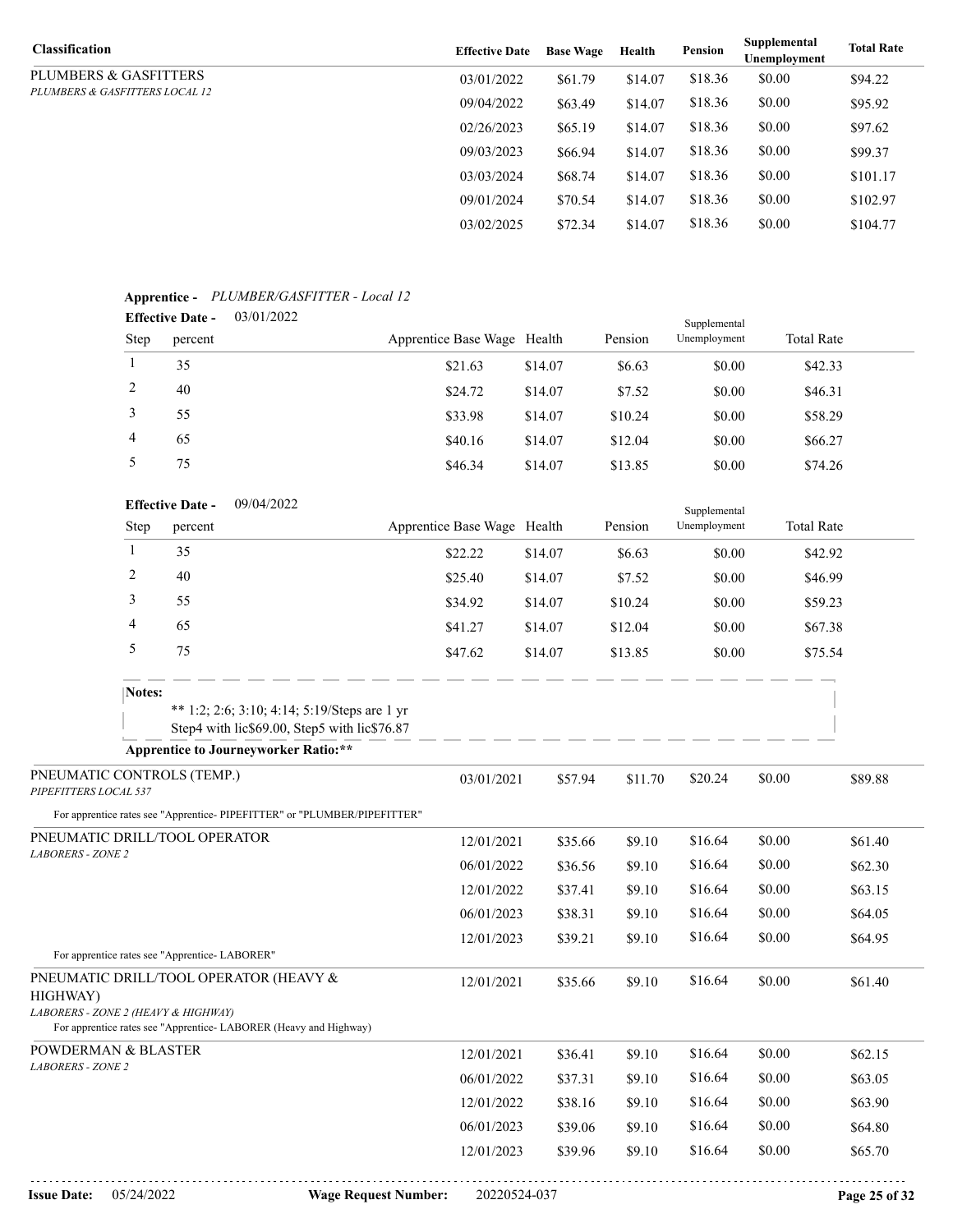| Classification | Effective Date | Base Wage | Health | Pension | Supplemental Unemployment | Total Rate |
|---|---|---|---|---|---|---|
| PLUMBERS & GASFITTERS<br>*PLUMBERS & GASFITTERS LOCAL 12* | 03/01/2022 | $61.79 | $14.07 | $18.36 | $0.00 | $94.22 |
| | 09/04/2022 | $63.49 | $14.07 | $18.36 | $0.00 | $95.92 |
| | 02/26/2023 | $65.19 | $14.07 | $18.36 | $0.00 | $97.62 |
| | 09/03/2023 | $66.94 | $14.07 | $18.36 | $0.00 | $99.37 |
| | 03/03/2024 | $68.74 | $14.07 | $18.36 | $0.00 | $101.17 |
| | 09/01/2024 | $70.54 | $14.07 | $18.36 | $0.00 | $102.97 |
| | 03/02/2025 | $72.34 | $14.07 | $18.36 | $0.00 | $104.77 |

**Apprentice -** *PLUMBER/GASFITTER - Local 12*

**Effective Date -** 03/01/2022

| Step | percent | Apprentice Base Wage | Health | Pension | Supplemental Unemployment | Total Rate |
|---|---|---|---|---|---|---|
| 1 | 35 | $21.63 | $14.07 | $6.63 | $0.00 | $42.33 |
| 2 | 40 | $24.72 | $14.07 | $7.52 | $0.00 | $46.31 |
| 3 | 55 | $33.98 | $14.07 | $10.24 | $0.00 | $58.29 |
| 4 | 65 | $40.16 | $14.07 | $12.04 | $0.00 | $66.27 |
| 5 | 75 | $46.34 | $14.07 | $13.85 | $0.00 | $74.26 |

**Effective Date -** 09/04/2022

| Step | percent | Apprentice Base Wage | Health | Pension | Supplemental Unemployment | Total Rate |
|---|---|---|---|---|---|---|
| 1 | 35 | $22.22 | $14.07 | $6.63 | $0.00 | $42.92 |
| 2 | 40 | $25.40 | $14.07 | $7.52 | $0.00 | $46.99 |
| 3 | 55 | $34.92 | $14.07 | $10.24 | $0.00 | $59.23 |
| 4 | 65 | $41.27 | $14.07 | $12.04 | $0.00 | $67.38 |
| 5 | 75 | $47.62 | $14.07 | $13.85 | $0.00 | $75.54 |

**Notes:**

** 1:2; 2:6; 3:10; 4:14; 5:19/Steps are 1 yr
Step4 with lic$69.00, Step5 with lic$76.87

**Apprentice to Journeyworker Ratio:****

| Classification | Effective Date | Base Wage | Health | Pension | Supplemental Unemployment | Total Rate |
|---|---|---|---|---|---|---|
| PNEUMATIC CONTROLS (TEMP.)<br>*PIPEFITTERS LOCAL 537* | 03/01/2021 | $57.94 | $11.70 | $20.24 | $0.00 | $89.88 |
| For apprentice rates see "Apprentice- PIPEFITTER" or "PLUMBER/PIPEFITTER" | | | | | | |
| PNEUMATIC DRILL/TOOL OPERATOR<br>*LABORERS - ZONE 2* | 12/01/2021 | $35.66 | $9.10 | $16.64 | $0.00 | $61.40 |
| | 06/01/2022 | $36.56 | $9.10 | $16.64 | $0.00 | $62.30 |
| | 12/01/2022 | $37.41 | $9.10 | $16.64 | $0.00 | $63.15 |
| | 06/01/2023 | $38.31 | $9.10 | $16.64 | $0.00 | $64.05 |
| | 12/01/2023 | $39.21 | $9.10 | $16.64 | $0.00 | $64.95 |
| For apprentice rates see "Apprentice- LABORER" | | | | | | |
| PNEUMATIC DRILL/TOOL OPERATOR (HEAVY & HIGHWAY)<br>*LABORERS - ZONE 2 (HEAVY & HIGHWAY)* | 12/01/2021 | $35.66 | $9.10 | $16.64 | $0.00 | $61.40 |
| For apprentice rates see "Apprentice- LABORER (Heavy and Highway) | | | | | | |
| POWDERMAN & BLASTER<br>*LABORERS - ZONE 2* | 12/01/2021 | $36.41 | $9.10 | $16.64 | $0.00 | $62.15 |
| | 06/01/2022 | $37.31 | $9.10 | $16.64 | $0.00 | $63.05 |
| | 12/01/2022 | $38.16 | $9.10 | $16.64 | $0.00 | $63.90 |
| | 06/01/2023 | $39.06 | $9.10 | $16.64 | $0.00 | $64.80 |
| | 12/01/2023 | $39.96 | $9.10 | $16.64 | $0.00 | $65.70 |

**Issue Date:** 05/24/2022 **Wage Request Number:** 20220524-037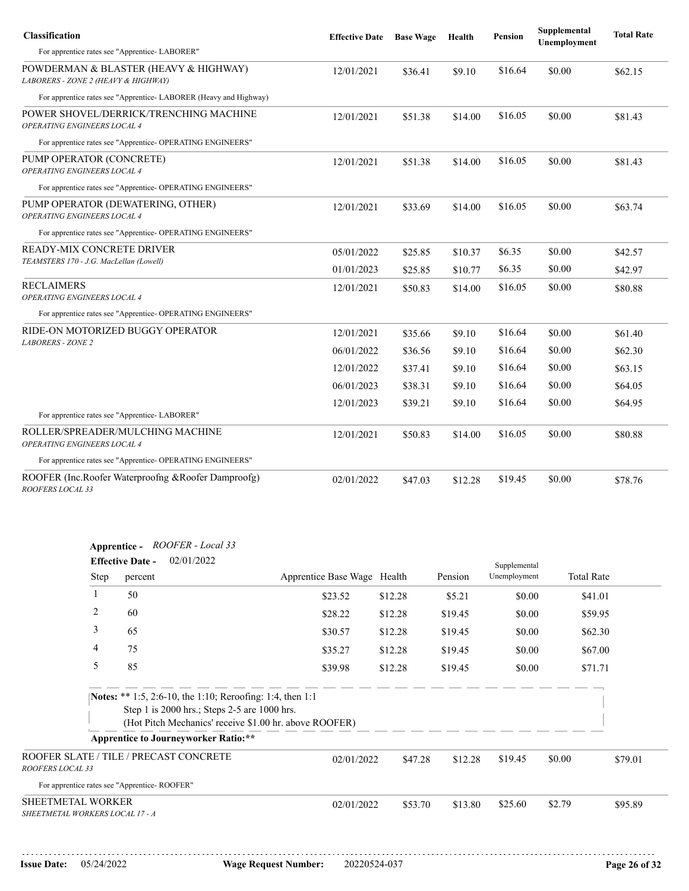| Classification | Effective Date | Base Wage | Health | Pension | Supplemental Unemployment | Total Rate |
|---|---|---|---|---|---|---|
| For apprentice rates see "Apprentice- LABORER" | | | | | | |
| POWDERMAN & BLASTER (HEAVY & HIGHWAY)<br>*LABORERS - ZONE 2 (HEAVY & HIGHWAY)* | 12/01/2021 | $36.41 | $9.10 | $16.64 | $0.00 | $62.15 |
| For apprentice rates see "Apprentice- LABORER (Heavy and Highway) | | | | | | |
| POWER SHOVEL/DERRICK/TRENCHING MACHINE<br>*OPERATING ENGINEERS LOCAL 4* | 12/01/2021 | $51.38 | $14.00 | $16.05 | $0.00 | $81.43 |
| For apprentice rates see "Apprentice- OPERATING ENGINEERS" | | | | | | |
| PUMP OPERATOR (CONCRETE)<br>*OPERATING ENGINEERS LOCAL 4* | 12/01/2021 | $51.38 | $14.00 | $16.05 | $0.00 | $81.43 |
| For apprentice rates see "Apprentice- OPERATING ENGINEERS" | | | | | | |
| PUMP OPERATOR (DEWATERING, OTHER)<br>*OPERATING ENGINEERS LOCAL 4* | 12/01/2021 | $33.69 | $14.00 | $16.05 | $0.00 | $63.74 |
| For apprentice rates see "Apprentice- OPERATING ENGINEERS" | | | | | | |
| READY-MIX CONCRETE DRIVER<br>*TEAMSTERS 170 - J.G. MacLellan (Lowell)* | 05/01/2022 | $25.85 | $10.37 | $6.35 | $0.00 | $42.57 |
| | 01/01/2023 | $25.85 | $10.77 | $6.35 | $0.00 | $42.97 |
| RECLAIMERS<br>*OPERATING ENGINEERS LOCAL 4* | 12/01/2021 | $50.83 | $14.00 | $16.05 | $0.00 | $80.88 |
| For apprentice rates see "Apprentice- OPERATING ENGINEERS" | | | | | | |
| RIDE-ON MOTORIZED BUGGY OPERATOR<br>*LABORERS - ZONE 2* | 12/01/2021 | $35.66 | $9.10 | $16.64 | $0.00 | $61.40 |
| | 06/01/2022 | $36.56 | $9.10 | $16.64 | $0.00 | $62.30 |
| | 12/01/2022 | $37.41 | $9.10 | $16.64 | $0.00 | $63.15 |
| | 06/01/2023 | $38.31 | $9.10 | $16.64 | $0.00 | $64.05 |
| | 12/01/2023 | $39.21 | $9.10 | $16.64 | $0.00 | $64.95 |
| For apprentice rates see "Apprentice- LABORER" | | | | | | |
| ROLLER/SPREADER/MULCHING MACHINE<br>*OPERATING ENGINEERS LOCAL 4* | 12/01/2021 | $50.83 | $14.00 | $16.05 | $0.00 | $80.88 |
| For apprentice rates see "Apprentice- OPERATING ENGINEERS" | | | | | | |
| ROOFER (Inc.Roofer Waterproofng &Roofer Dampproofg)<br>*ROOFERS LOCAL 33* | 02/01/2022 | $47.03 | $12.28 | $19.45 | $0.00 | $78.76 |

**Apprentice -** *ROOFER - Local 33*

**Effective Date -** 02/01/2022

| Step | percent | Apprentice Base Wage | Health | Pension | Supplemental Unemployment | Total Rate |
|---|---|---|---|---|---|---|
| 1 | 50 | $23.52 | $12.28 | $5.21 | $0.00 | $41.01 |
| 2 | 60 | $28.22 | $12.28 | $19.45 | $0.00 | $59.95 |
| 3 | 65 | $30.57 | $12.28 | $19.45 | $0.00 | $62.30 |
| 4 | 75 | $35.27 | $12.28 | $19.45 | $0.00 | $67.00 |
| 5 | 85 | $39.98 | $12.28 | $19.45 | $0.00 | $71.71 |

**Notes:** ** 1:5, 2:6-10, the 1:10; Reroofing: 1:4, then 1:1
Step 1 is 2000 hrs.; Steps 2-5 are 1000 hrs.
(Hot Pitch Mechanics' receive $1.00 hr. above ROOFER)

**Apprentice to Journeyworker Ratio:****

| Classification | Effective Date | Base Wage | Health | Pension | Supplemental Unemployment | Total Rate |
|---|---|---|---|---|---|---|
| ROOFER SLATE / TILE / PRECAST CONCRETE<br>*ROOFERS LOCAL 33* | 02/01/2022 | $47.28 | $12.28 | $19.45 | $0.00 | $79.01 |
| For apprentice rates see "Apprentice- ROOFER" | | | | | | |
| SHEETMETAL WORKER<br>*SHEETMETAL WORKERS LOCAL 17 - A* | 02/01/2022 | $53.70 | $13.80 | $25.60 | $2.79 | $95.89 |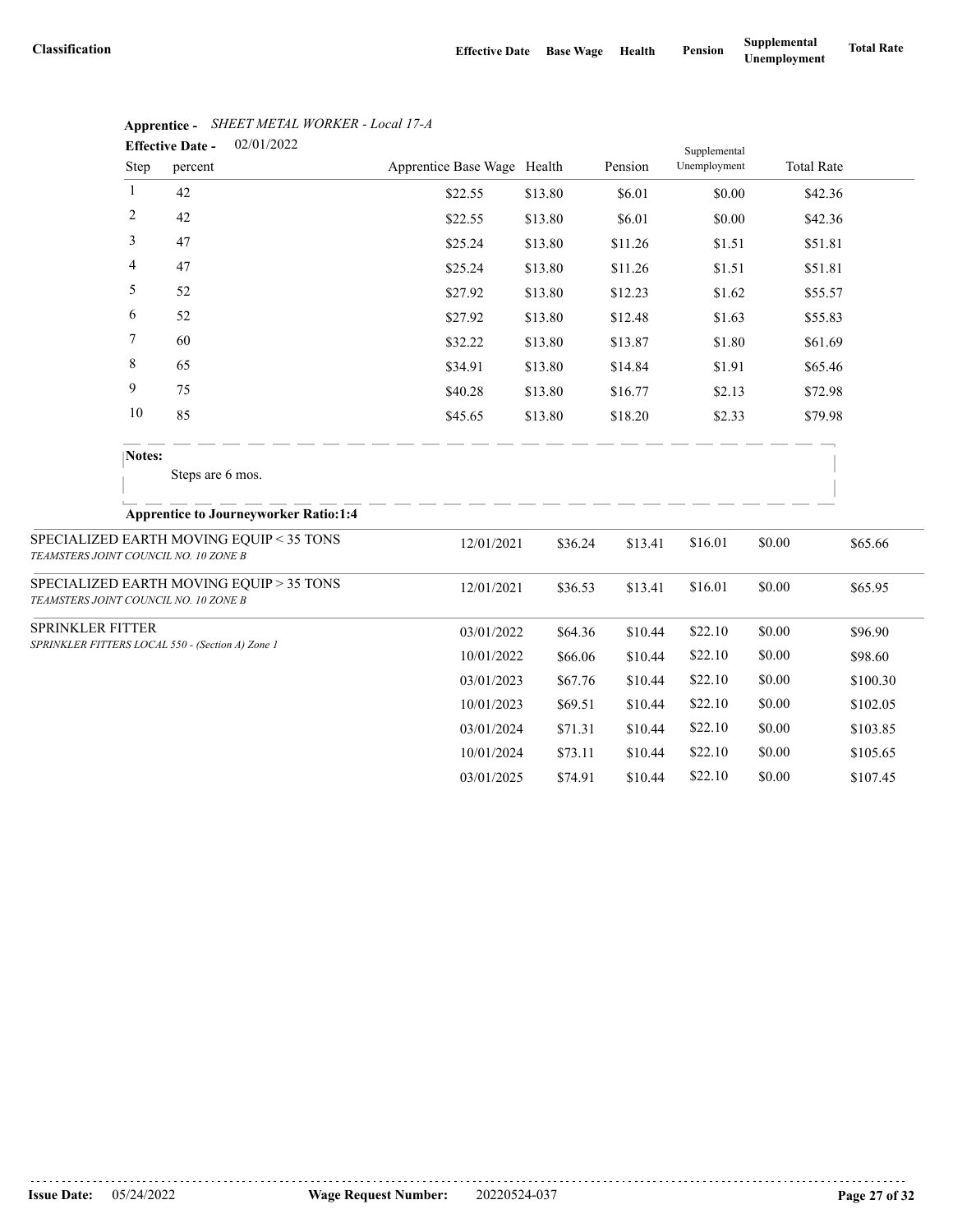| Classification | Effective Date | Base Wage | Health | Pension | Supplemental Unemployment | Total Rate |
|---|---|---|---|---|---|---|

**Apprentice -** *SHEET METAL WORKER - Local 17-A*

**Effective Date -** 02/01/2022

| Step | percent | Apprentice Base Wage | Health | Pension | Supplemental Unemployment | Total Rate |
|---|---|---|---|---|---|---|
| 1 | 42 | $22.55 | $13.80 | $6.01 | $0.00 | $42.36 |
| 2 | 42 | $22.55 | $13.80 | $6.01 | $0.00 | $42.36 |
| 3 | 47 | $25.24 | $13.80 | $11.26 | $1.51 | $51.81 |
| 4 | 47 | $25.24 | $13.80 | $11.26 | $1.51 | $51.81 |
| 5 | 52 | $27.92 | $13.80 | $12.23 | $1.62 | $55.57 |
| 6 | 52 | $27.92 | $13.80 | $12.48 | $1.63 | $55.83 |
| 7 | 60 | $32.22 | $13.80 | $13.87 | $1.80 | $61.69 |
| 8 | 65 | $34.91 | $13.80 | $14.84 | $1.91 | $65.46 |
| 9 | 75 | $40.28 | $13.80 | $16.77 | $2.13 | $72.98 |
| 10 | 85 | $45.65 | $13.80 | $18.20 | $2.33 | $79.98 |

**Notes:**

Steps are 6 mos.

**Apprentice to Journeyworker Ratio:1:4**

| Classification | Effective Date | Base Wage | Health | Pension | Supplemental Unemployment | Total Rate |
|---|---|---|---|---|---|---|
| SPECIALIZED EARTH MOVING EQUIP < 35 TONS *TEAMSTERS JOINT COUNCIL NO. 10 ZONE B* | 12/01/2021 | $36.24 | $13.41 | $16.01 | $0.00 | $65.66 |
| SPECIALIZED EARTH MOVING EQUIP > 35 TONS *TEAMSTERS JOINT COUNCIL NO. 10 ZONE B* | 12/01/2021 | $36.53 | $13.41 | $16.01 | $0.00 | $65.95 |
| SPRINKLER FITTER *SPRINKLER FITTERS LOCAL 550 - (Section A) Zone 1* | 03/01/2022 | $64.36 | $10.44 | $22.10 | $0.00 | $96.90 |
| | 10/01/2022 | $66.06 | $10.44 | $22.10 | $0.00 | $98.60 |
| | 03/01/2023 | $67.76 | $10.44 | $22.10 | $0.00 | $100.30 |
| | 10/01/2023 | $69.51 | $10.44 | $22.10 | $0.00 | $102.05 |
| | 03/01/2024 | $71.31 | $10.44 | $22.10 | $0.00 | $103.85 |
| | 10/01/2024 | $73.11 | $10.44 | $22.10 | $0.00 | $105.65 |
| | 03/01/2025 | $74.91 | $10.44 | $22.10 | $0.00 | $107.45 |

**Issue Date:** 05/24/2022 **Wage Request Number:** 20220524-037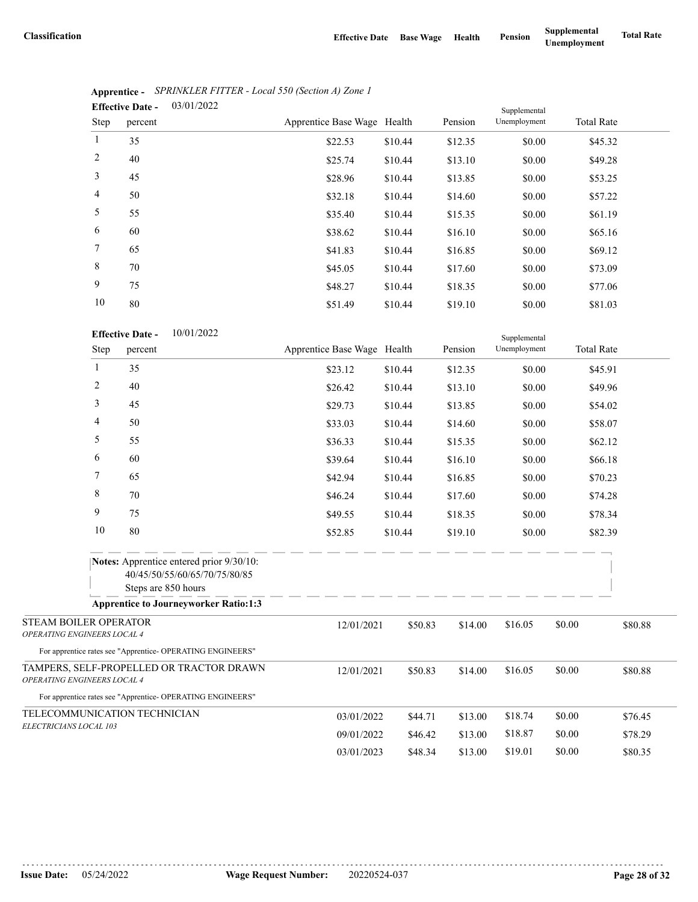| Classification | Effective Date | Base Wage | Health | Pension | Supplemental Unemployment | Total Rate |
|---|---|---|---|---|---|---|

**Apprentice -** *SPRINKLER FITTER - Local 550 (Section A) Zone 1*

**Effective Date -** 03/01/2022

| Step | percent | Apprentice Base Wage | Health | Pension | Supplemental Unemployment | Total Rate |
|---|---|---|---|---|---|---|
| 1 | 35 | $22.53 | $10.44 | $12.35 | $0.00 | $45.32 |
| 2 | 40 | $25.74 | $10.44 | $13.10 | $0.00 | $49.28 |
| 3 | 45 | $28.96 | $10.44 | $13.85 | $0.00 | $53.25 |
| 4 | 50 | $32.18 | $10.44 | $14.60 | $0.00 | $57.22 |
| 5 | 55 | $35.40 | $10.44 | $15.35 | $0.00 | $61.19 |
| 6 | 60 | $38.62 | $10.44 | $16.10 | $0.00 | $65.16 |
| 7 | 65 | $41.83 | $10.44 | $16.85 | $0.00 | $69.12 |
| 8 | 70 | $45.05 | $10.44 | $17.60 | $0.00 | $73.09 |
| 9 | 75 | $48.27 | $10.44 | $18.35 | $0.00 | $77.06 |
| 10 | 80 | $51.49 | $10.44 | $19.10 | $0.00 | $81.03 |

**Effective Date -** 10/01/2022

| Step | percent | Apprentice Base Wage | Health | Pension | Supplemental Unemployment | Total Rate |
|---|---|---|---|---|---|---|
| 1 | 35 | $23.12 | $10.44 | $12.35 | $0.00 | $45.91 |
| 2 | 40 | $26.42 | $10.44 | $13.10 | $0.00 | $49.96 |
| 3 | 45 | $29.73 | $10.44 | $13.85 | $0.00 | $54.02 |
| 4 | 50 | $33.03 | $10.44 | $14.60 | $0.00 | $58.07 |
| 5 | 55 | $36.33 | $10.44 | $15.35 | $0.00 | $62.12 |
| 6 | 60 | $39.64 | $10.44 | $16.10 | $0.00 | $66.18 |
| 7 | 65 | $42.94 | $10.44 | $16.85 | $0.00 | $70.23 |
| 8 | 70 | $46.24 | $10.44 | $17.60 | $0.00 | $74.28 |
| 9 | 75 | $49.55 | $10.44 | $18.35 | $0.00 | $78.34 |
| 10 | 80 | $52.85 | $10.44 | $19.10 | $0.00 | $82.39 |

**Notes:** Apprentice entered prior 9/30/10:
40/45/50/55/60/65/70/75/80/85
Steps are 850 hours

**Apprentice to Journeyworker Ratio:1:3**

| Classification | Effective Date | Base Wage | Health | Pension | Supplemental Unemployment | Total Rate |
|---|---|---|---|---|---|---|
| STEAM BOILER OPERATOR *OPERATING ENGINEERS LOCAL 4* | 12/01/2021 | $50.83 | $14.00 | $16.05 | $0.00 | $80.88 |

For apprentice rates see "Apprentice- OPERATING ENGINEERS"

| Classification | Effective Date | Base Wage | Health | Pension | Supplemental Unemployment | Total Rate |
|---|---|---|---|---|---|---|
| TAMPERS, SELF-PROPELLED OR TRACTOR DRAWN *OPERATING ENGINEERS LOCAL 4* | 12/01/2021 | $50.83 | $14.00 | $16.05 | $0.00 | $80.88 |

For apprentice rates see "Apprentice- OPERATING ENGINEERS"

| Classification | Effective Date | Base Wage | Health | Pension | Supplemental Unemployment | Total Rate |
|---|---|---|---|---|---|---|
| TELECOMMUNICATION TECHNICIAN *ELECTRICIANS LOCAL 103* | 03/01/2022 | $44.71 | $13.00 | $18.74 | $0.00 | $76.45 |
| | 09/01/2022 | $46.42 | $13.00 | $18.87 | $0.00 | $78.29 |
| | 03/01/2023 | $48.34 | $13.00 | $19.01 | $0.00 | $80.35 |

**Issue Date:** 05/24/2022 **Wage Request Number:** 20220524-037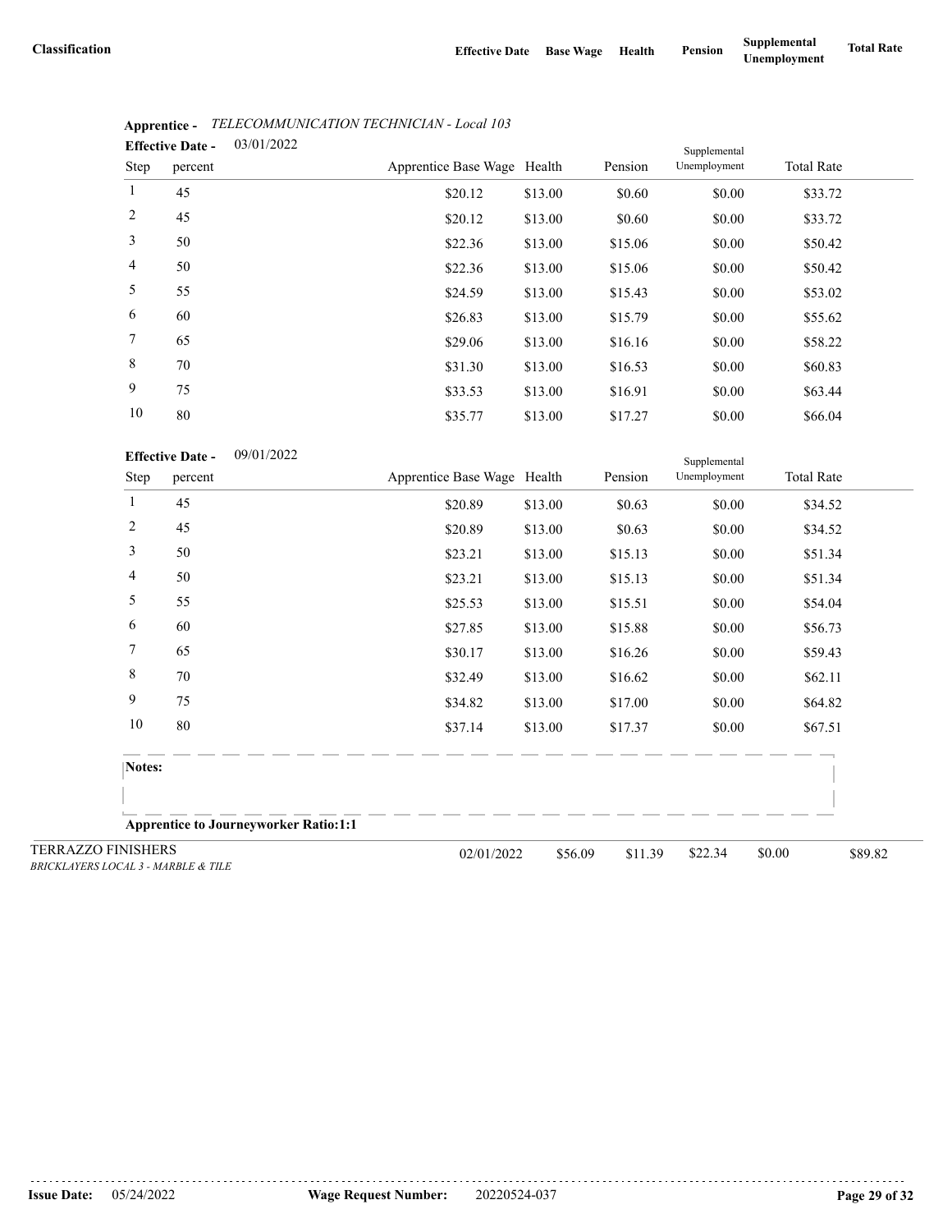| Classification | Effective Date | Base Wage | Health | Pension | Supplemental Unemployment | Total Rate |
|---|---|---|---|---|---|---|

**Apprentice -** *TELECOMMUNICATION TECHNICIAN - Local 103*

**Effective Date -** 03/01/2022

| Step | percent | Apprentice Base Wage | Health | Pension | Supplemental Unemployment | Total Rate |
|---|---|---|---|---|---|---|
| 1 | 45 | $20.12 | $13.00 | $0.60 | $0.00 | $33.72 |
| 2 | 45 | $20.12 | $13.00 | $0.60 | $0.00 | $33.72 |
| 3 | 50 | $22.36 | $13.00 | $15.06 | $0.00 | $50.42 |
| 4 | 50 | $22.36 | $13.00 | $15.06 | $0.00 | $50.42 |
| 5 | 55 | $24.59 | $13.00 | $15.43 | $0.00 | $53.02 |
| 6 | 60 | $26.83 | $13.00 | $15.79 | $0.00 | $55.62 |
| 7 | 65 | $29.06 | $13.00 | $16.16 | $0.00 | $58.22 |
| 8 | 70 | $31.30 | $13.00 | $16.53 | $0.00 | $60.83 |
| 9 | 75 | $33.53 | $13.00 | $16.91 | $0.00 | $63.44 |
| 10 | 80 | $35.77 | $13.00 | $17.27 | $0.00 | $66.04 |

**Effective Date -** 09/01/2022

| Step | percent | Apprentice Base Wage | Health | Pension | Supplemental Unemployment | Total Rate |
|---|---|---|---|---|---|---|
| 1 | 45 | $20.89 | $13.00 | $0.63 | $0.00 | $34.52 |
| 2 | 45 | $20.89 | $13.00 | $0.63 | $0.00 | $34.52 |
| 3 | 50 | $23.21 | $13.00 | $15.13 | $0.00 | $51.34 |
| 4 | 50 | $23.21 | $13.00 | $15.13 | $0.00 | $51.34 |
| 5 | 55 | $25.53 | $13.00 | $15.51 | $0.00 | $54.04 |
| 6 | 60 | $27.85 | $13.00 | $15.88 | $0.00 | $56.73 |
| 7 | 65 | $30.17 | $13.00 | $16.26 | $0.00 | $59.43 |
| 8 | 70 | $32.49 | $13.00 | $16.62 | $0.00 | $62.11 |
| 9 | 75 | $34.82 | $13.00 | $17.00 | $0.00 | $64.82 |
| 10 | 80 | $37.14 | $13.00 | $17.37 | $0.00 | $67.51 |

**Notes:**

**Apprentice to Journeyworker Ratio:1:1**

| Classification | Effective Date | Base Wage | Health | Pension | Supplemental Unemployment | Total Rate |
|---|---|---|---|---|---|---|
| TERRAZZO FINISHERS<br>*BRICKLAYERS LOCAL 3 - MARBLE & TILE* | 02/01/2022 | $56.09 | $11.39 | $22.34 | $0.00 | $89.82 |

**Issue Date:** 05/24/2022 **Wage Request Number:** 20220524-037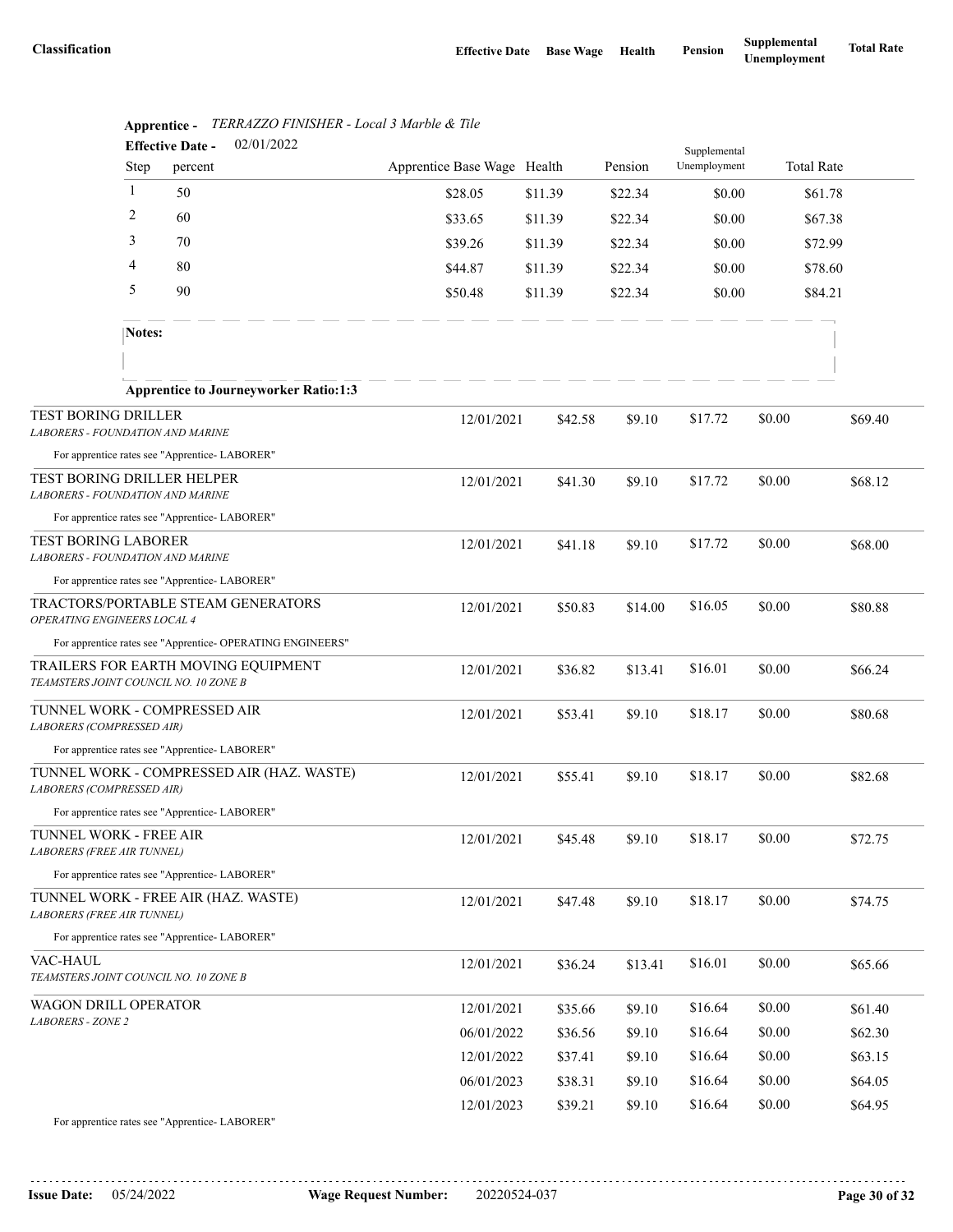| Classification | Effective Date | Base Wage | Health | Pension | Supplemental Unemployment | Total Rate |
|---|---|---|---|---|---|---|

**Apprentice -** *TERRAZZO FINISHER - Local 3 Marble & Tile*

**Effective Date -** 02/01/2022

| Step | percent | Apprentice Base Wage | Health | Pension | Supplemental Unemployment | Total Rate |
|---|---|---|---|---|---|---|
| 1 | 50 | $28.05 | $11.39 | $22.34 | $0.00 | $61.78 |
| 2 | 60 | $33.65 | $11.39 | $22.34 | $0.00 | $67.38 |
| 3 | 70 | $39.26 | $11.39 | $22.34 | $0.00 | $72.99 |
| 4 | 80 | $44.87 | $11.39 | $22.34 | $0.00 | $78.60 |
| 5 | 90 | $50.48 | $11.39 | $22.34 | $0.00 | $84.21 |

**Notes:**

**Apprentice to Journeyworker Ratio:1:3**

| Classification | Effective Date | Base Wage | Health | Pension | Supplemental Unemployment | Total Rate |
|---|---|---|---|---|---|---|
| TEST BORING DRILLER<br>*LABORERS - FOUNDATION AND MARINE* | 12/01/2021 | $42.58 | $9.10 | $17.72 | $0.00 | $69.40 |
| For apprentice rates see "Apprentice- LABORER" | | | | | | |
| TEST BORING DRILLER HELPER<br>*LABORERS - FOUNDATION AND MARINE* | 12/01/2021 | $41.30 | $9.10 | $17.72 | $0.00 | $68.12 |
| For apprentice rates see "Apprentice- LABORER" | | | | | | |
| TEST BORING LABORER<br>*LABORERS - FOUNDATION AND MARINE* | 12/01/2021 | $41.18 | $9.10 | $17.72 | $0.00 | $68.00 |
| For apprentice rates see "Apprentice- LABORER" | | | | | | |
| TRACTORS/PORTABLE STEAM GENERATORS<br>*OPERATING ENGINEERS LOCAL 4* | 12/01/2021 | $50.83 | $14.00 | $16.05 | $0.00 | $80.88 |
| For apprentice rates see "Apprentice- OPERATING ENGINEERS" | | | | | | |
| TRAILERS FOR EARTH MOVING EQUIPMENT<br>*TEAMSTERS JOINT COUNCIL NO. 10 ZONE B* | 12/01/2021 | $36.82 | $13.41 | $16.01 | $0.00 | $66.24 |
| TUNNEL WORK - COMPRESSED AIR<br>*LABORERS (COMPRESSED AIR)* | 12/01/2021 | $53.41 | $9.10 | $18.17 | $0.00 | $80.68 |
| For apprentice rates see "Apprentice- LABORER" | | | | | | |
| TUNNEL WORK - COMPRESSED AIR (HAZ. WASTE)<br>*LABORERS (COMPRESSED AIR)* | 12/01/2021 | $55.41 | $9.10 | $18.17 | $0.00 | $82.68 |
| For apprentice rates see "Apprentice- LABORER" | | | | | | |
| TUNNEL WORK - FREE AIR<br>*LABORERS (FREE AIR TUNNEL)* | 12/01/2021 | $45.48 | $9.10 | $18.17 | $0.00 | $72.75 |
| For apprentice rates see "Apprentice- LABORER" | | | | | | |
| TUNNEL WORK - FREE AIR (HAZ. WASTE)<br>*LABORERS (FREE AIR TUNNEL)* | 12/01/2021 | $47.48 | $9.10 | $18.17 | $0.00 | $74.75 |
| For apprentice rates see "Apprentice- LABORER" | | | | | | |
| VAC-HAUL<br>*TEAMSTERS JOINT COUNCIL NO. 10 ZONE B* | 12/01/2021 | $36.24 | $13.41 | $16.01 | $0.00 | $65.66 |
| WAGON DRILL OPERATOR<br>*LABORERS - ZONE 2* | 12/01/2021 | $35.66 | $9.10 | $16.64 | $0.00 | $61.40 |
| | 06/01/2022 | $36.56 | $9.10 | $16.64 | $0.00 | $62.30 |
| | 12/01/2022 | $37.41 | $9.10 | $16.64 | $0.00 | $63.15 |
| | 06/01/2023 | $38.31 | $9.10 | $16.64 | $0.00 | $64.05 |
| | 12/01/2023 | $39.21 | $9.10 | $16.64 | $0.00 | $64.95 |
| For apprentice rates see "Apprentice- LABORER" | | | | | | |

**Issue Date:** 05/24/2022 **Wage Request Number:** 20220524-037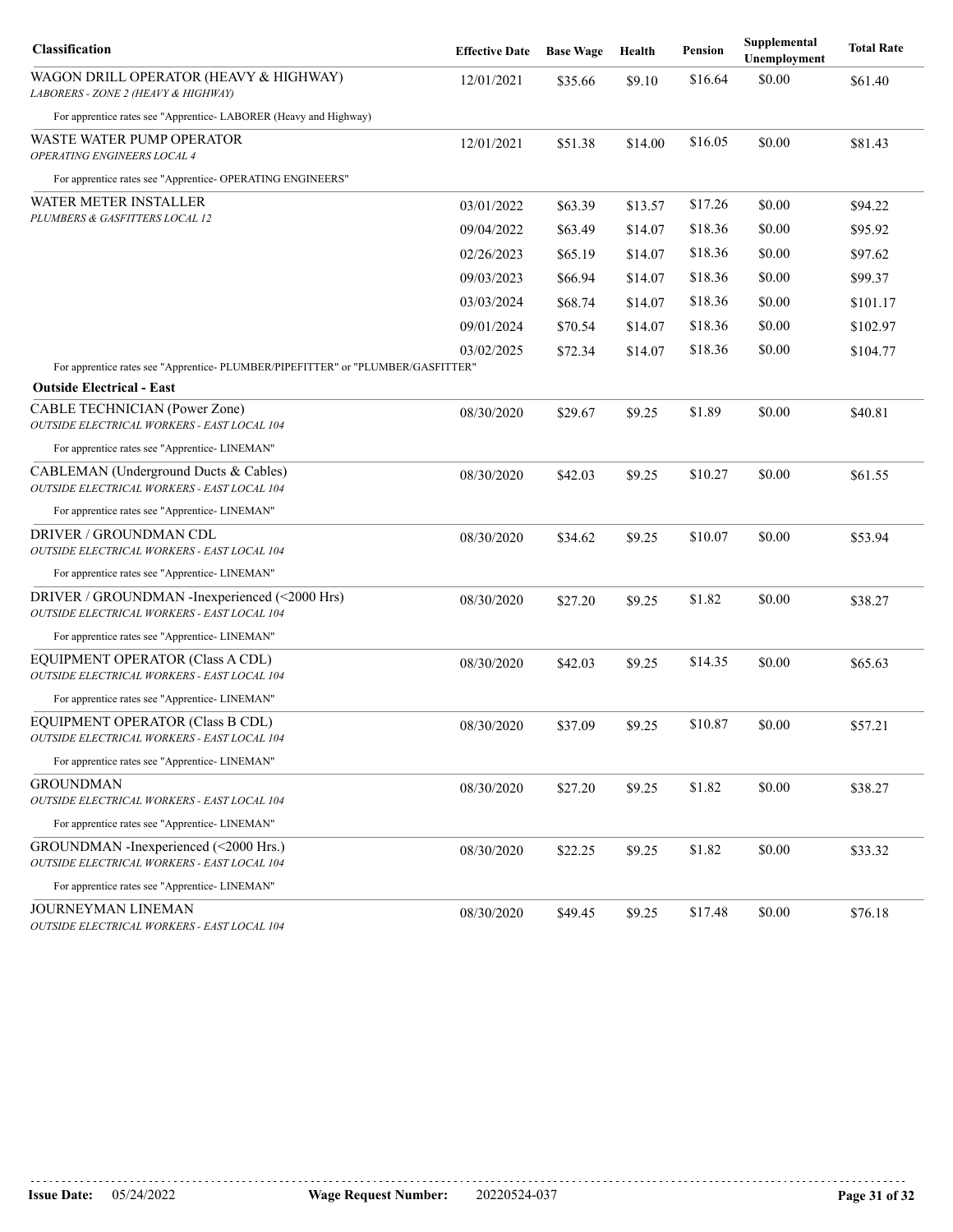| Classification | Effective Date | Base Wage | Health | Pension | Supplemental Unemployment | Total Rate |
|---|---|---|---|---|---|---|
| WAGON DRILL OPERATOR (HEAVY & HIGHWAY)<br>*LABORERS - ZONE 2 (HEAVY & HIGHWAY)* | 12/01/2021 | $35.66 | $9.10 | $16.64 | $0.00 | $61.40 |
| For apprentice rates see "Apprentice- LABORER (Heavy and Highway) | | | | | | |
| WASTE WATER PUMP OPERATOR<br>*OPERATING ENGINEERS LOCAL 4* | 12/01/2021 | $51.38 | $14.00 | $16.05 | $0.00 | $81.43 |
| For apprentice rates see "Apprentice- OPERATING ENGINEERS" | | | | | | |
| WATER METER INSTALLER<br>*PLUMBERS & GASFITTERS LOCAL 12* | 03/01/2022 | $63.39 | $13.57 | $17.26 | $0.00 | $94.22 |
| | 09/04/2022 | $63.49 | $14.07 | $18.36 | $0.00 | $95.92 |
| | 02/26/2023 | $65.19 | $14.07 | $18.36 | $0.00 | $97.62 |
| | 09/03/2023 | $66.94 | $14.07 | $18.36 | $0.00 | $99.37 |
| | 03/03/2024 | $68.74 | $14.07 | $18.36 | $0.00 | $101.17 |
| | 09/01/2024 | $70.54 | $14.07 | $18.36 | $0.00 | $102.97 |
| | 03/02/2025 | $72.34 | $14.07 | $18.36 | $0.00 | $104.77 |
| For apprentice rates see "Apprentice- PLUMBER/PIPEFITTER" or "PLUMBER/GASFITTER" | | | | | | |
| **Outside Electrical - East** | | | | | | |
| CABLE TECHNICIAN (Power Zone)<br>*OUTSIDE ELECTRICAL WORKERS - EAST LOCAL 104* | 08/30/2020 | $29.67 | $9.25 | $1.89 | $0.00 | $40.81 |
| For apprentice rates see "Apprentice- LINEMAN" | | | | | | |
| CABLEMAN (Underground Ducts & Cables)<br>*OUTSIDE ELECTRICAL WORKERS - EAST LOCAL 104* | 08/30/2020 | $42.03 | $9.25 | $10.27 | $0.00 | $61.55 |
| For apprentice rates see "Apprentice- LINEMAN" | | | | | | |
| DRIVER / GROUNDMAN CDL<br>*OUTSIDE ELECTRICAL WORKERS - EAST LOCAL 104* | 08/30/2020 | $34.62 | $9.25 | $10.07 | $0.00 | $53.94 |
| For apprentice rates see "Apprentice- LINEMAN" | | | | | | |
| DRIVER / GROUNDMAN -Inexperienced (<2000 Hrs)<br>*OUTSIDE ELECTRICAL WORKERS - EAST LOCAL 104* | 08/30/2020 | $27.20 | $9.25 | $1.82 | $0.00 | $38.27 |
| For apprentice rates see "Apprentice- LINEMAN" | | | | | | |
| EQUIPMENT OPERATOR (Class A CDL)<br>*OUTSIDE ELECTRICAL WORKERS - EAST LOCAL 104* | 08/30/2020 | $42.03 | $9.25 | $14.35 | $0.00 | $65.63 |
| For apprentice rates see "Apprentice- LINEMAN" | | | | | | |
| EQUIPMENT OPERATOR (Class B CDL)<br>*OUTSIDE ELECTRICAL WORKERS - EAST LOCAL 104* | 08/30/2020 | $37.09 | $9.25 | $10.87 | $0.00 | $57.21 |
| For apprentice rates see "Apprentice- LINEMAN" | | | | | | |
| GROUNDMAN<br>*OUTSIDE ELECTRICAL WORKERS - EAST LOCAL 104* | 08/30/2020 | $27.20 | $9.25 | $1.82 | $0.00 | $38.27 |
| For apprentice rates see "Apprentice- LINEMAN" | | | | | | |
| GROUNDMAN -Inexperienced (<2000 Hrs.)<br>*OUTSIDE ELECTRICAL WORKERS - EAST LOCAL 104* | 08/30/2020 | $22.25 | $9.25 | $1.82 | $0.00 | $33.32 |
| For apprentice rates see "Apprentice- LINEMAN" | | | | | | |
| JOURNEYMAN LINEMAN<br>*OUTSIDE ELECTRICAL WORKERS - EAST LOCAL 104* | 08/30/2020 | $49.45 | $9.25 | $17.48 | $0.00 | $76.18 |

**Issue Date:** 05/24/2022 **Wage Request Number:** 20220524-037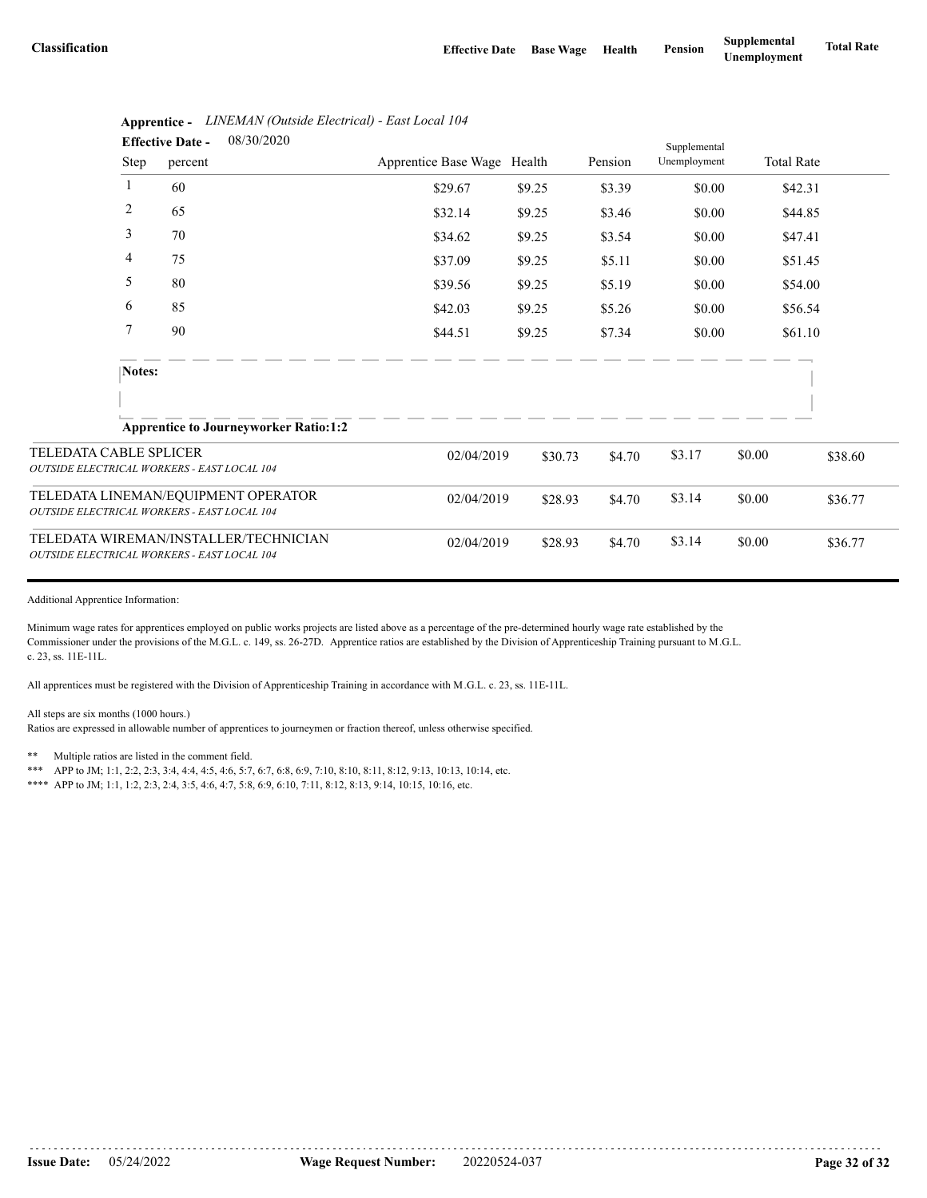| Classification | Effective Date | Base Wage | Health | Pension | Supplemental Unemployment | Total Rate |
|---|---|---|---|---|---|---|

**Apprentice -** *LINEMAN (Outside Electrical) - East Local 104*

**Effective Date -** 08/30/2020

| Step | percent | Apprentice Base Wage | Health | Pension | Supplemental Unemployment | Total Rate |
|---|---|---|---|---|---|---|
| 1 | 60 | $29.67 | $9.25 | $3.39 | $0.00 | $42.31 |
| 2 | 65 | $32.14 | $9.25 | $3.46 | $0.00 | $44.85 |
| 3 | 70 | $34.62 | $9.25 | $3.54 | $0.00 | $47.41 |
| 4 | 75 | $37.09 | $9.25 | $5.11 | $0.00 | $51.45 |
| 5 | 80 | $39.56 | $9.25 | $5.19 | $0.00 | $54.00 |
| 6 | 85 | $42.03 | $9.25 | $5.26 | $0.00 | $56.54 |
| 7 | 90 | $44.51 | $9.25 | $7.34 | $0.00 | $61.10 |

**Notes:**

**Apprentice to Journeyworker Ratio:1:2**

| Classification | Effective Date | Base Wage | Health | Pension | Supplemental Unemployment | Total Rate |
|---|---|---|---|---|---|---|
| TELEDATA CABLE SPLICER<br>*OUTSIDE ELECTRICAL WORKERS - EAST LOCAL 104* | 02/04/2019 | $30.73 | $4.70 | $3.17 | $0.00 | $38.60 |
| TELEDATA LINEMAN/EQUIPMENT OPERATOR<br>*OUTSIDE ELECTRICAL WORKERS - EAST LOCAL 104* | 02/04/2019 | $28.93 | $4.70 | $3.14 | $0.00 | $36.77 |
| TELEDATA WIREMAN/INSTALLER/TECHNICIAN<br>*OUTSIDE ELECTRICAL WORKERS - EAST LOCAL 104* | 02/04/2019 | $28.93 | $4.70 | $3.14 | $0.00 | $36.77 |

Additional Apprentice Information:

Minimum wage rates for apprentices employed on public works projects are listed above as a percentage of the pre-determined hourly wage rate established by the Commissioner under the provisions of the M.G.L. c. 149, ss. 26-27D. Apprentice ratios are established by the Division of Apprenticeship Training pursuant to M.G.L. c. 23, ss. 11E-11L.

All apprentices must be registered with the Division of Apprenticeship Training in accordance with M.G.L. c. 23, ss. 11E-11L.

All steps are six months (1000 hours.)

Ratios are expressed in allowable number of apprentices to journeymen or fraction thereof, unless otherwise specified.

** Multiple ratios are listed in the comment field.

*** APP to JM; 1:1, 2:2, 2:3, 3:4, 4:4, 4:5, 4:6, 5:7, 6:7, 6:8, 6:9, 7:10, 8:10, 8:11, 8:12, 9:13, 10:13, 10:14, etc.

**** APP to JM; 1:1, 1:2, 2:3, 2:4, 3:5, 4:6, 4:7, 5:8, 6:9, 6:10, 7:11, 8:12, 8:13, 9:14, 10:15, 10:16, etc.

**Issue Date:** 05/24/2022 **Wage Request Number:** 20220524-037